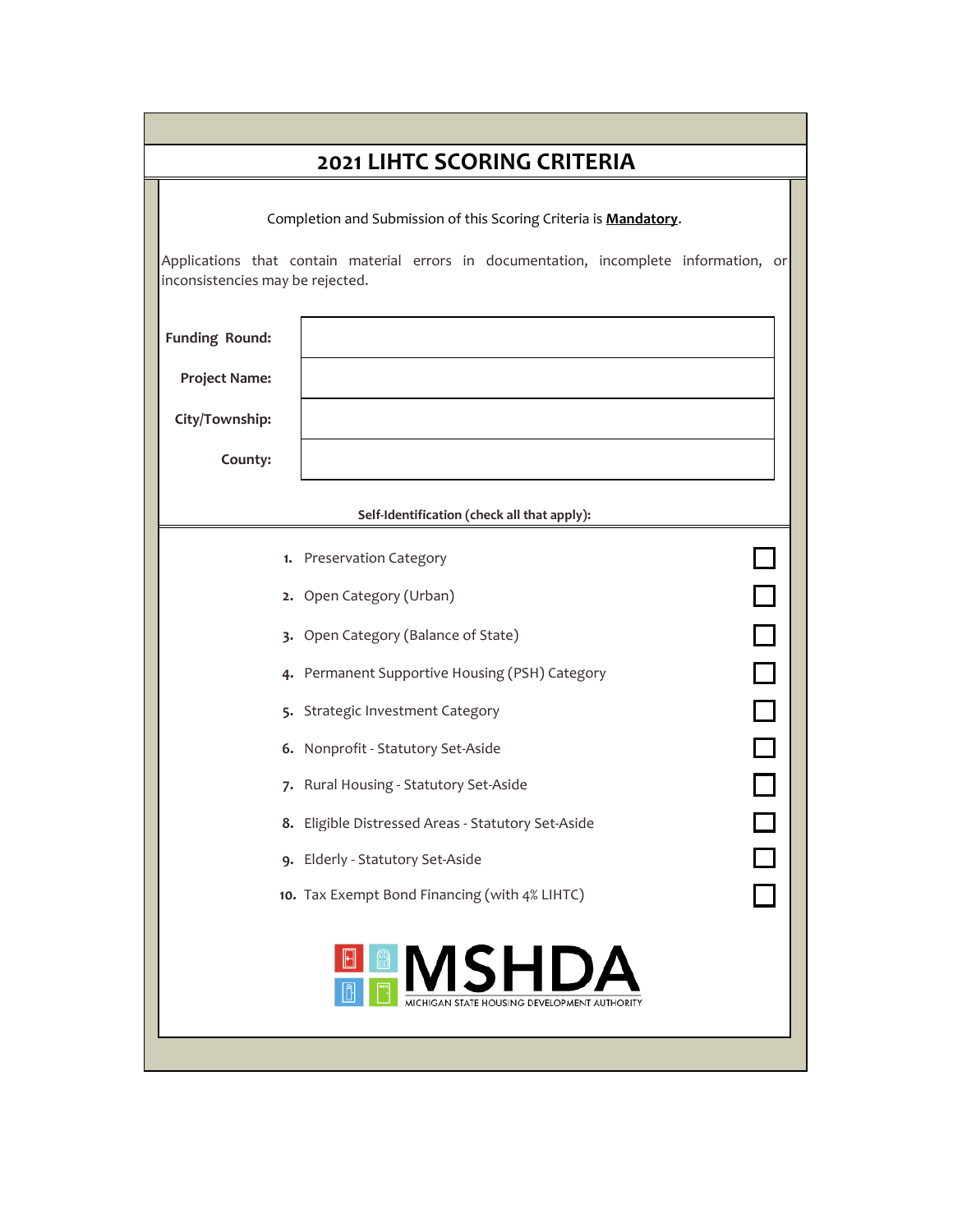# 2021 LIHTC SCORING CRITERIA

Completion and Submission of this Scoring Criteria is **Mandatory**.

Applications that contain material errors in documentation, incomplete information, or inconsistencies may be rejected.

| | |
|---|---|
| **Funding Round:** | |
| **Project Name:** | |
| **City/Township:** | |
| **County:** | |

**Self-Identification (check all that apply):**

| | | |
|---|---|---|
| **1.** | Preservation Category | ☐ |
| **2.** | Open Category (Urban) | ☐ |
| **3.** | Open Category (Balance of State) | ☐ |
| **4.** | Permanent Supportive Housing (PSH) Category | ☐ |
| **5.** | Strategic Investment Category | ☐ |
| **6.** | Nonprofit - Statutory Set-Aside | ☐ |
| **7.** | Rural Housing - Statutory Set-Aside | ☐ |
| **8.** | Eligible Distressed Areas - Statutory Set-Aside | ☐ |
| **9.** | Elderly - Statutory Set-Aside | ☐ |
| **10.** | Tax Exempt Bond Financing (with 4% LIHTC) | ☐ |

MSHDA
MICHIGAN STATE HOUSING DEVELOPMENT AUTHORITY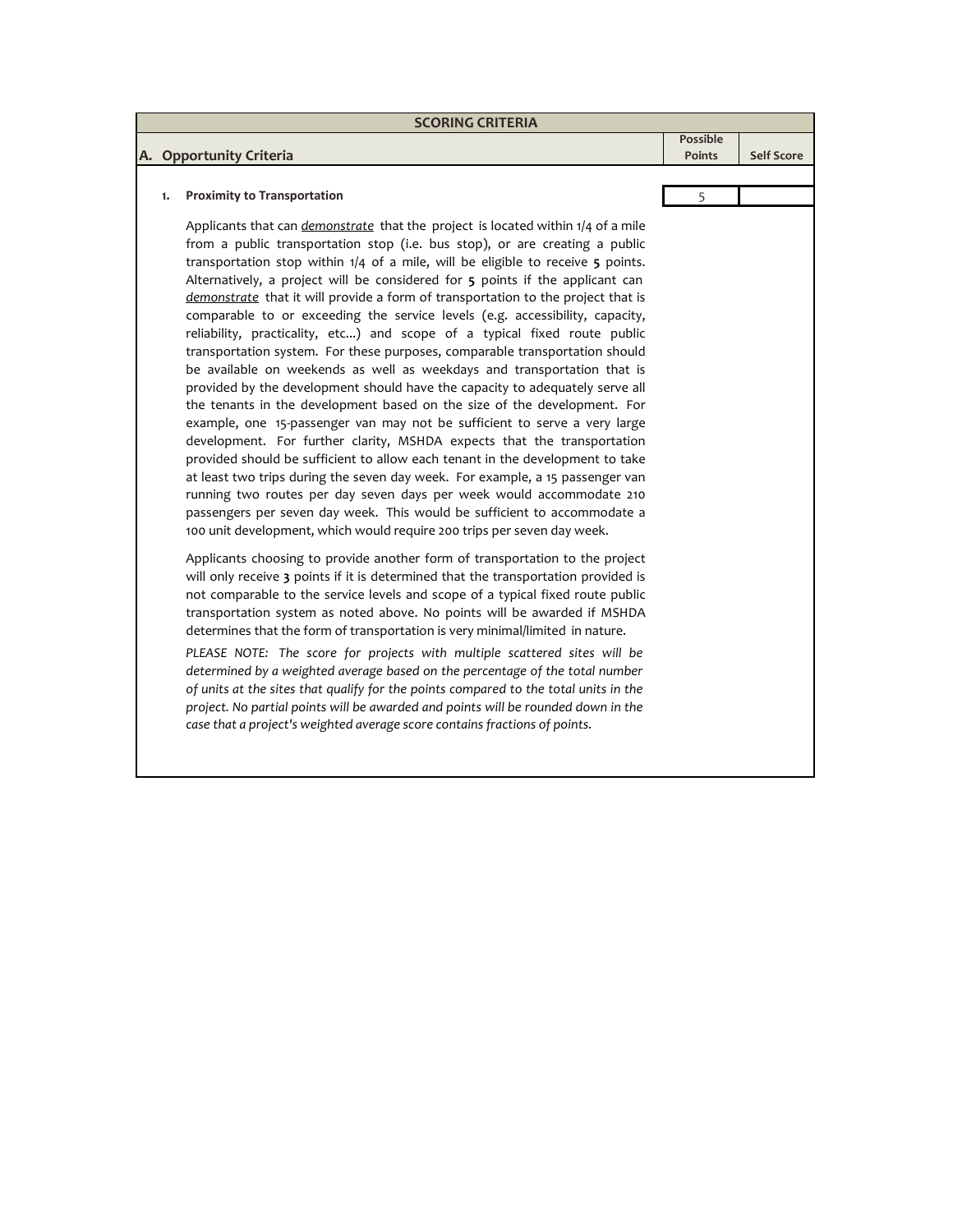| SCORING CRITERIA | | |
|---|---|---|
| **A. Opportunity Criteria** | **Possible Points** | **Self Score** |
| **1. Proximity to Transportation** | 5 | |

Applicants that can *demonstrate* that the project is located within 1/4 of a mile from a public transportation stop (i.e. bus stop), or are creating a public transportation stop within 1/4 of a mile, will be eligible to receive **5** points. Alternatively, a project will be considered for **5** points if the applicant can *demonstrate* that it will provide a form of transportation to the project that is comparable to or exceeding the service levels (e.g. accessibility, capacity, reliability, practicality, etc...) and scope of a typical fixed route public transportation system. For these purposes, comparable transportation should be available on weekends as well as weekdays and transportation that is provided by the development should have the capacity to adequately serve all the tenants in the development based on the size of the development. For example, one 15-passenger van may not be sufficient to serve a very large development. For further clarity, MSHDA expects that the transportation provided should be sufficient to allow each tenant in the development to take at least two trips during the seven day week. For example, a 15 passenger van running two routes per day seven days per week would accommodate 210 passengers per seven day week. This would be sufficient to accommodate a 100 unit development, which would require 200 trips per seven day week.

Applicants choosing to provide another form of transportation to the project will only receive **3** points if it is determined that the transportation provided is not comparable to the service levels and scope of a typical fixed route public transportation system as noted above. No points will be awarded if MSHDA determines that the form of transportation is very minimal/limited in nature.

*PLEASE NOTE: The score for projects with multiple scattered sites will be determined by a weighted average based on the percentage of the total number of units at the sites that qualify for the points compared to the total units in the project. No partial points will be awarded and points will be rounded down in the case that a project's weighted average score contains fractions of points.*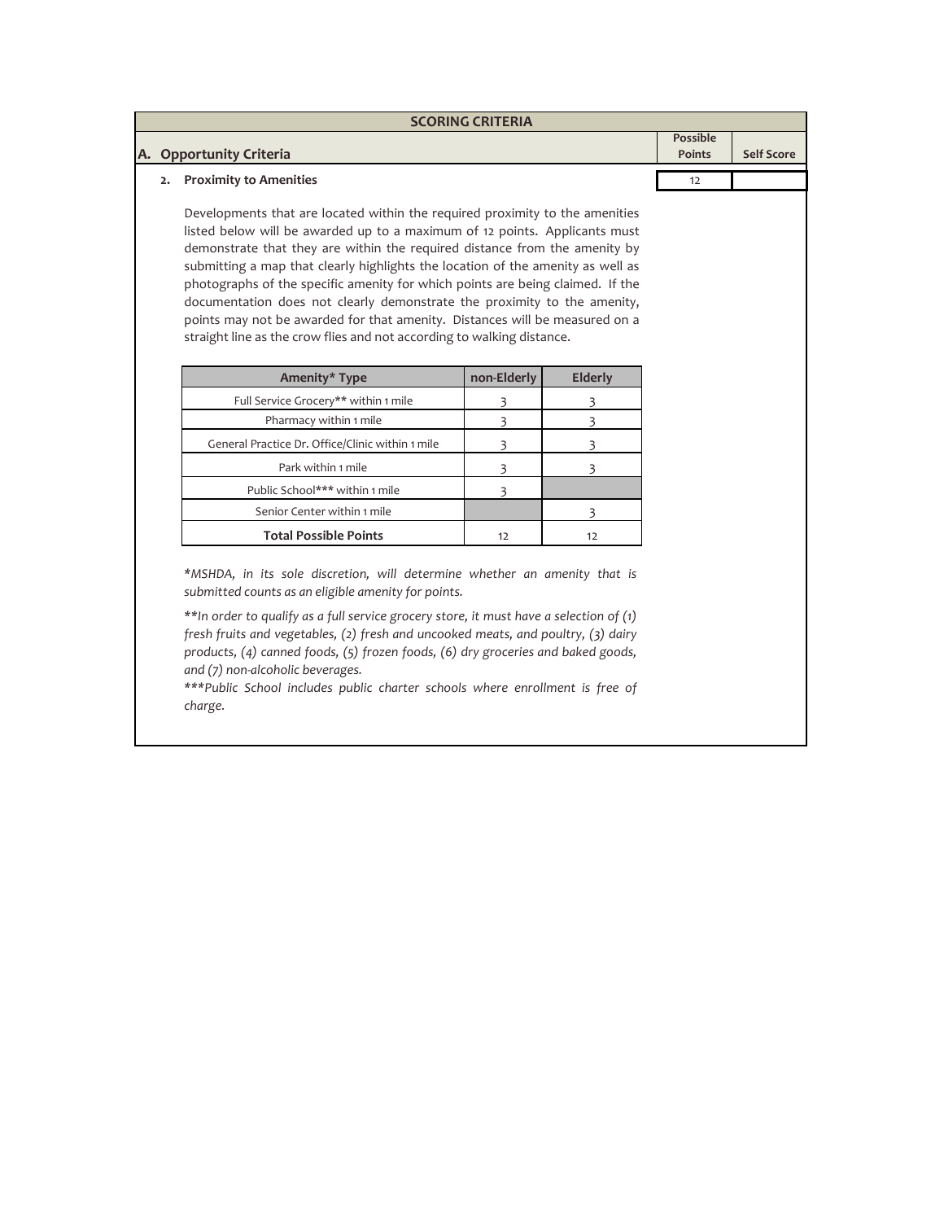## SCORING CRITERIA

| A. Opportunity Criteria | Possible Points | Self Score |
|---|---|---|
| **2. Proximity to Amenities** | 12 | |

Developments that are located within the required proximity to the amenities listed below will be awarded up to a maximum of 12 points. Applicants must demonstrate that they are within the required distance from the amenity by submitting a map that clearly highlights the location of the amenity as well as photographs of the specific amenity for which points are being claimed. If the documentation does not clearly demonstrate the proximity to the amenity, points may not be awarded for that amenity. Distances will be measured on a straight line as the crow flies and not according to walking distance.

| Amenity* Type | non-Elderly | Elderly |
|---|---|---|
| Full Service Grocery** within 1 mile | 3 | 3 |
| Pharmacy within 1 mile | 3 | 3 |
| General Practice Dr. Office/Clinic within 1 mile | 3 | 3 |
| Park within 1 mile | 3 | 3 |
| Public School*** within 1 mile | 3 | |
| Senior Center within 1 mile | | 3 |
| **Total Possible Points** | 12 | 12 |

*\*MSHDA, in its sole discretion, will determine whether an amenity that is submitted counts as an eligible amenity for points.*

*\*\*In order to qualify as a full service grocery store, it must have a selection of (1) fresh fruits and vegetables, (2) fresh and uncooked meats, and poultry, (3) dairy products, (4) canned foods, (5) frozen foods, (6) dry groceries and baked goods, and (7) non-alcoholic beverages.*

*\*\*\*Public School includes public charter schools where enrollment is free of charge.*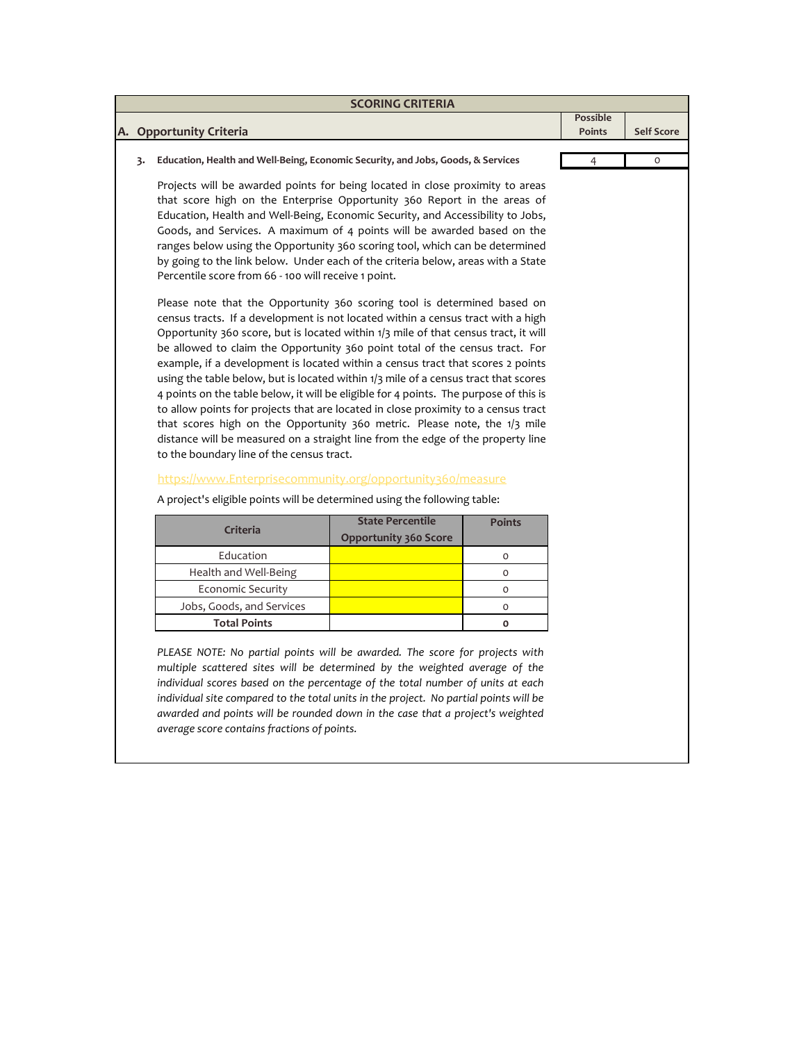## SCORING CRITERIA

| A. Opportunity Criteria | Possible Points | Self Score |
|---|---|---|
| **3. Education, Health and Well-Being, Economic Security, and Jobs, Goods, & Services** | 4 | 0 |

Projects will be awarded points for being located in close proximity to areas that score high on the Enterprise Opportunity 360 Report in the areas of Education, Health and Well-Being, Economic Security, and Accessibility to Jobs, Goods, and Services. A maximum of 4 points will be awarded based on the ranges below using the Opportunity 360 scoring tool, which can be determined by going to the link below. Under each of the criteria below, areas with a State Percentile score from 66 - 100 will receive 1 point.

Please note that the Opportunity 360 scoring tool is determined based on census tracts. If a development is not located within a census tract with a high Opportunity 360 score, but is located within 1/3 mile of that census tract, it will be allowed to claim the Opportunity 360 point total of the census tract. For example, if a development is located within a census tract that scores 2 points using the table below, but is located within 1/3 mile of a census tract that scores 4 points on the table below, it will be eligible for 4 points. The purpose of this is to allow points for projects that are located in close proximity to a census tract that scores high on the Opportunity 360 metric. Please note, the 1/3 mile distance will be measured on a straight line from the edge of the property line to the boundary line of the census tract.

https://www.Enterprisecommunity.org/opportunity360/measure

A project's eligible points will be determined using the following table:

| Criteria | State Percentile Opportunity 360 Score | Points |
|---|---|---|
| Education | | 0 |
| Health and Well-Being | | 0 |
| Economic Security | | 0 |
| Jobs, Goods, and Services | | 0 |
| **Total Points** | | **0** |

*PLEASE NOTE: No partial points will be awarded. The score for projects with multiple scattered sites will be determined by the weighted average of the individual scores based on the percentage of the total number of units at each individual site compared to the total units in the project. No partial points will be awarded and points will be rounded down in the case that a project's weighted average score contains fractions of points.*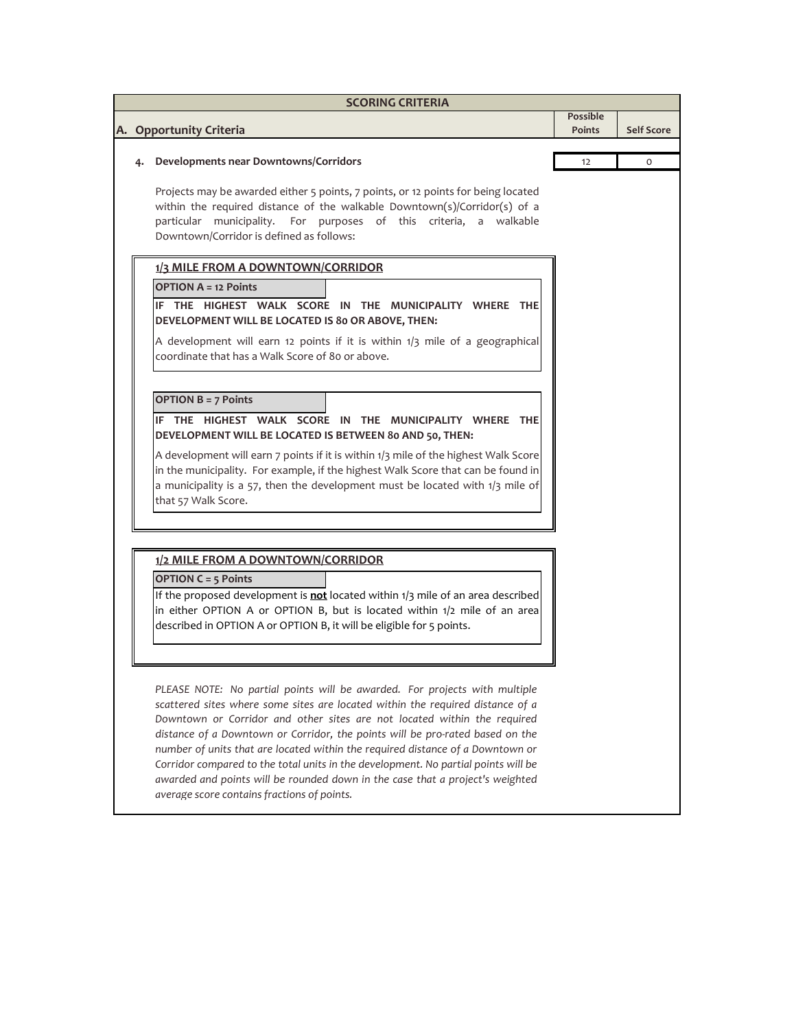| SCORING CRITERIA | | |
|---|---|---|
| **A. Opportunity Criteria** | **Possible Points** | **Self Score** |
| **4. Developments near Downtowns/Corridors** | 12 | 0 |

Projects may be awarded either 5 points, 7 points, or 12 points for being located within the required distance of the walkable Downtown(s)/Corridor(s) of a particular municipality. For purposes of this criteria, a walkable Downtown/Corridor is defined as follows:

**1/3 MILE FROM A DOWNTOWN/CORRIDOR**

**OPTION A = 12 Points**

**IF THE HIGHEST WALK SCORE IN THE MUNICIPALITY WHERE THE DEVELOPMENT WILL BE LOCATED IS 80 OR ABOVE, THEN:**

A development will earn 12 points if it is within 1/3 mile of a geographical coordinate that has a Walk Score of 80 or above.

**OPTION B = 7 Points**

**IF THE HIGHEST WALK SCORE IN THE MUNICIPALITY WHERE THE DEVELOPMENT WILL BE LOCATED IS BETWEEN 80 AND 50, THEN:**

A development will earn 7 points if it is within 1/3 mile of the highest Walk Score in the municipality. For example, if the highest Walk Score that can be found in a municipality is a 57, then the development must be located with 1/3 mile of that 57 Walk Score.

**1/2 MILE FROM A DOWNTOWN/CORRIDOR**

**OPTION C = 5 Points**

If the proposed development is **not** located within 1/3 mile of an area described in either OPTION A or OPTION B, but is located within 1/2 mile of an area described in OPTION A or OPTION B, it will be eligible for 5 points.

*PLEASE NOTE: No partial points will be awarded. For projects with multiple scattered sites where some sites are located within the required distance of a Downtown or Corridor and other sites are not located within the required distance of a Downtown or Corridor, the points will be pro-rated based on the number of units that are located within the required distance of a Downtown or Corridor compared to the total units in the development. No partial points will be awarded and points will be rounded down in the case that a project's weighted average score contains fractions of points.*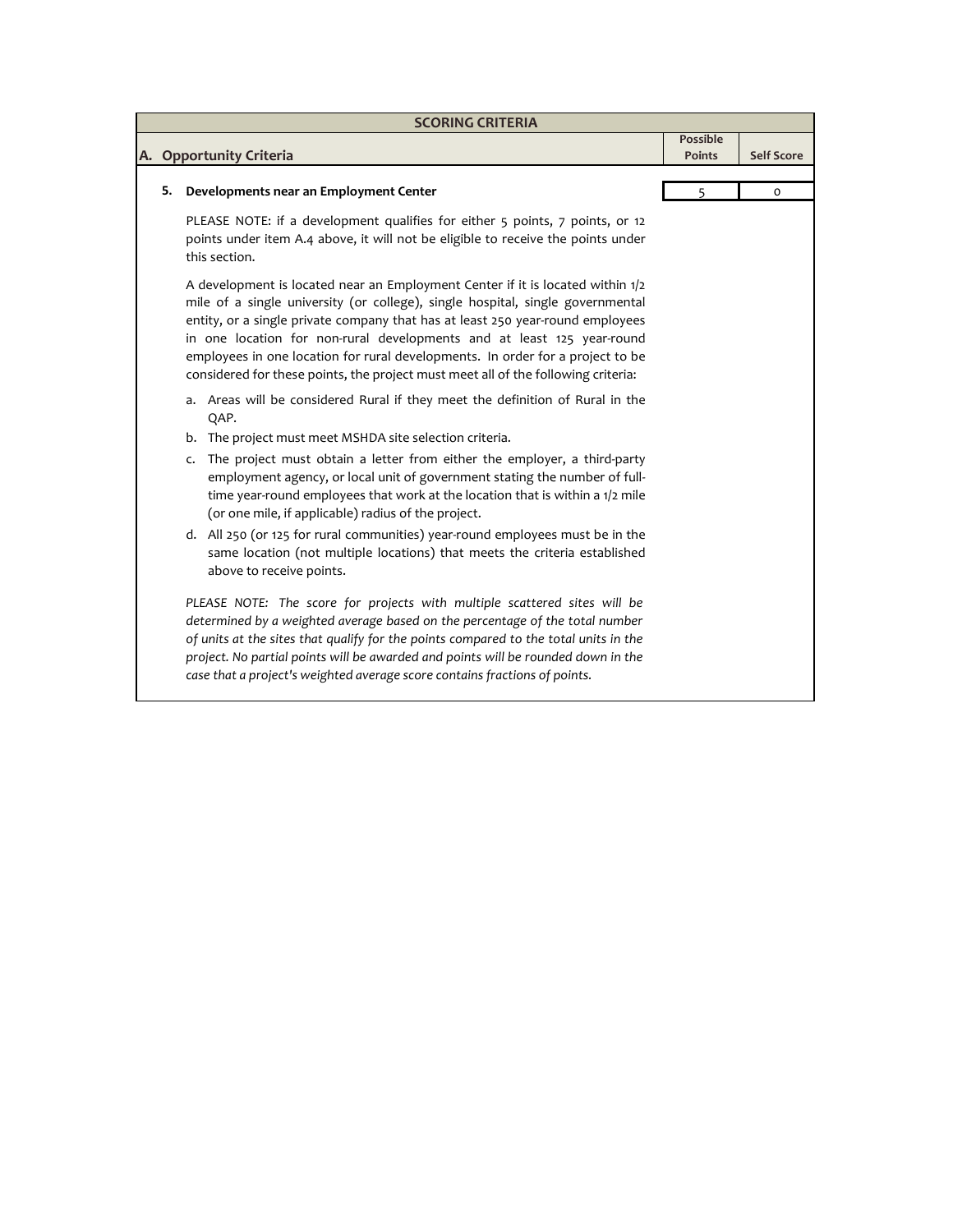| SCORING CRITERIA | | |
|---|---|---|
| **A. Opportunity Criteria** | **Possible Points** | **Self Score** |
| **5. Developments near an Employment Center** | 5 | 0 |

PLEASE NOTE: if a development qualifies for either 5 points, 7 points, or 12 points under item A.4 above, it will not be eligible to receive the points under this section.

A development is located near an Employment Center if it is located within 1/2 mile of a single university (or college), single hospital, single governmental entity, or a single private company that has at least 250 year-round employees in one location for non-rural developments and at least 125 year-round employees in one location for rural developments. In order for a project to be considered for these points, the project must meet all of the following criteria:

a. Areas will be considered Rural if they meet the definition of Rural in the QAP.
b. The project must meet MSHDA site selection criteria.
c. The project must obtain a letter from either the employer, a third-party employment agency, or local unit of government stating the number of full-time year-round employees that work at the location that is within a 1/2 mile (or one mile, if applicable) radius of the project.
d. All 250 (or 125 for rural communities) year-round employees must be in the same location (not multiple locations) that meets the criteria established above to receive points.

*PLEASE NOTE: The score for projects with multiple scattered sites will be determined by a weighted average based on the percentage of the total number of units at the sites that qualify for the points compared to the total units in the project. No partial points will be awarded and points will be rounded down in the case that a project's weighted average score contains fractions of points.*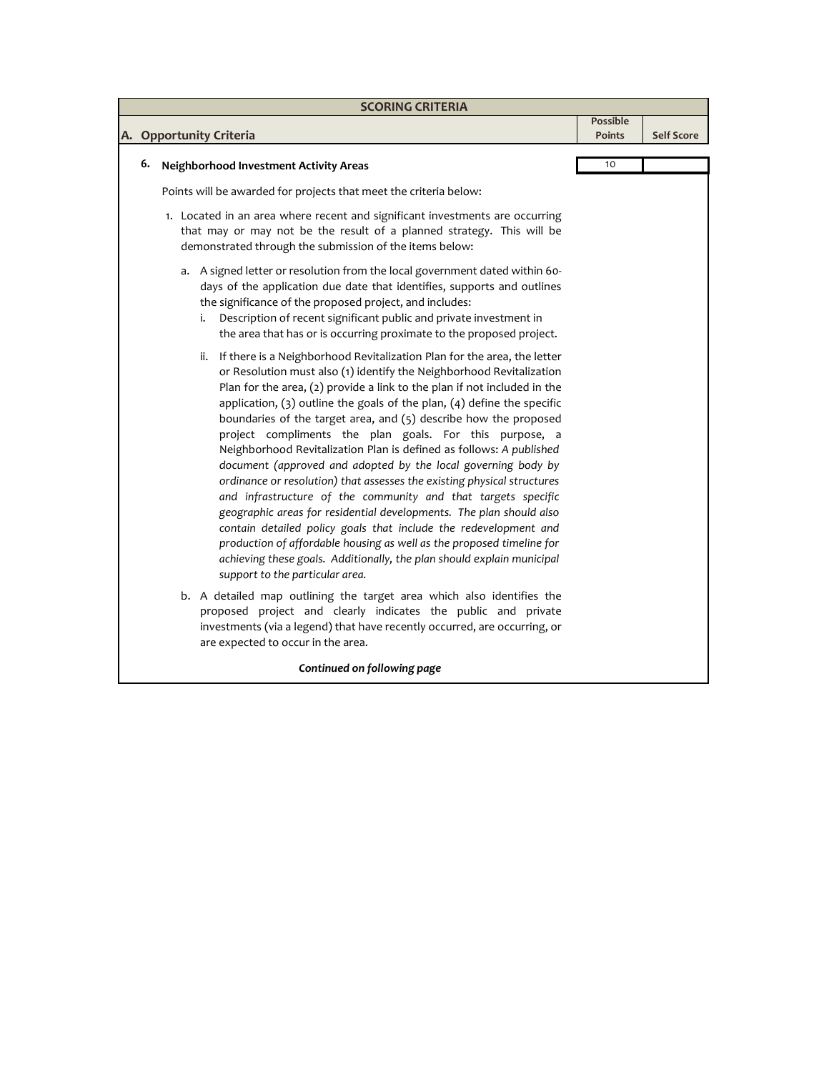## SCORING CRITERIA

| A. Opportunity Criteria | Possible Points | Self Score |
|---|---|---|
| **6. Neighborhood Investment Activity Areas** | 10 | |

Points will be awarded for projects that meet the criteria below:

1. Located in an area where recent and significant investments are occurring that may or may not be the result of a planned strategy. This will be demonstrated through the submission of the items below:

   a. A signed letter or resolution from the local government dated within 60-days of the application due date that identifies, supports and outlines the significance of the proposed project, and includes:

      i. Description of recent significant public and private investment in the area that has or is occurring proximate to the proposed project.

      ii. If there is a Neighborhood Revitalization Plan for the area, the letter or Resolution must also (1) identify the Neighborhood Revitalization Plan for the area, (2) provide a link to the plan if not included in the application, (3) outline the goals of the plan, (4) define the specific boundaries of the target area, and (5) describe how the proposed project compliments the plan goals. For this purpose, a Neighborhood Revitalization Plan is defined as follows: *A published document (approved and adopted by the local governing body by ordinance or resolution) that assesses the existing physical structures and infrastructure of the community and that targets specific geographic areas for residential developments. The plan should also contain detailed policy goals that include the redevelopment and production of affordable housing as well as the proposed timeline for achieving these goals. Additionally, the plan should explain municipal support to the particular area.*

   b. A detailed map outlining the target area which also identifies the proposed project and clearly indicates the public and private investments (via a legend) that have recently occurred, are occurring, or are expected to occur in the area.

***Continued on following page***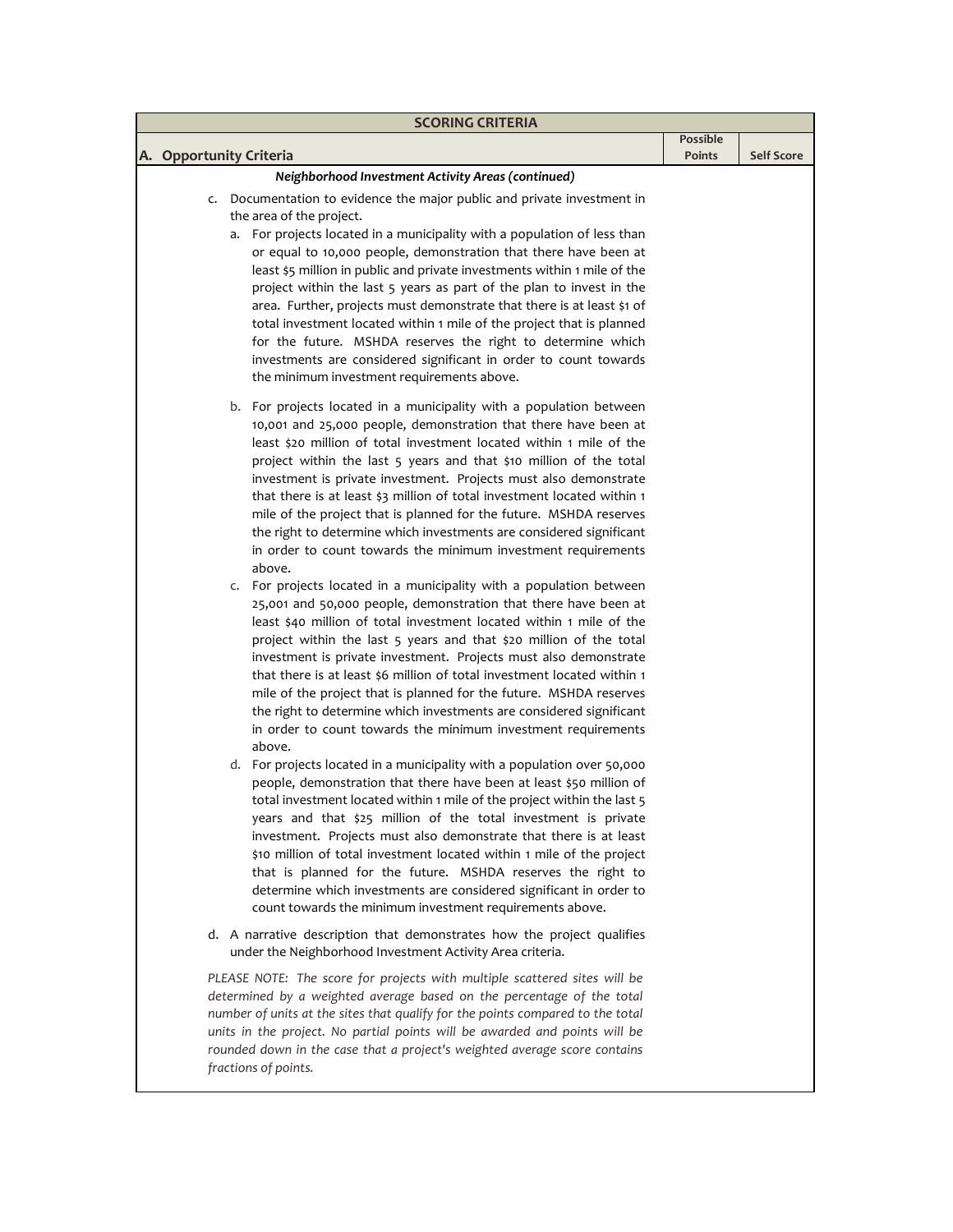| SCORING CRITERIA | | |
|---|---|---|
| **A. Opportunity Criteria** | **Possible Points** | **Self Score** |

***Neighborhood Investment Activity Areas (continued)***

c. Documentation to evidence the major public and private investment in the area of the project.

   a. For projects located in a municipality with a population of less than or equal to 10,000 people, demonstration that there have been at least $5 million in public and private investments within 1 mile of the project within the last 5 years as part of the plan to invest in the area. Further, projects must demonstrate that there is at least $1 of total investment located within 1 mile of the project that is planned for the future. MSHDA reserves the right to determine which investments are considered significant in order to count towards the minimum investment requirements above.

   b. For projects located in a municipality with a population between 10,001 and 25,000 people, demonstration that there have been at least $20 million of total investment located within 1 mile of the project within the last 5 years and that $10 million of the total investment is private investment. Projects must also demonstrate that there is at least $3 million of total investment located within 1 mile of the project that is planned for the future. MSHDA reserves the right to determine which investments are considered significant in order to count towards the minimum investment requirements above.

   c. For projects located in a municipality with a population between 25,001 and 50,000 people, demonstration that there have been at least $40 million of total investment located within 1 mile of the project within the last 5 years and that $20 million of the total investment is private investment. Projects must also demonstrate that there is at least $6 million of total investment located within 1 mile of the project that is planned for the future. MSHDA reserves the right to determine which investments are considered significant in order to count towards the minimum investment requirements above.

   d. For projects located in a municipality with a population over 50,000 people, demonstration that there have been at least $50 million of total investment located within 1 mile of the project within the last 5 years and that $25 million of the total investment is private investment. Projects must also demonstrate that there is at least $10 million of total investment located within 1 mile of the project that is planned for the future. MSHDA reserves the right to determine which investments are considered significant in order to count towards the minimum investment requirements above.

d. A narrative description that demonstrates how the project qualifies under the Neighborhood Investment Activity Area criteria.

*PLEASE NOTE: The score for projects with multiple scattered sites will be determined by a weighted average based on the percentage of the total number of units at the sites that qualify for the points compared to the total units in the project. No partial points will be awarded and points will be rounded down in the case that a project's weighted average score contains fractions of points.*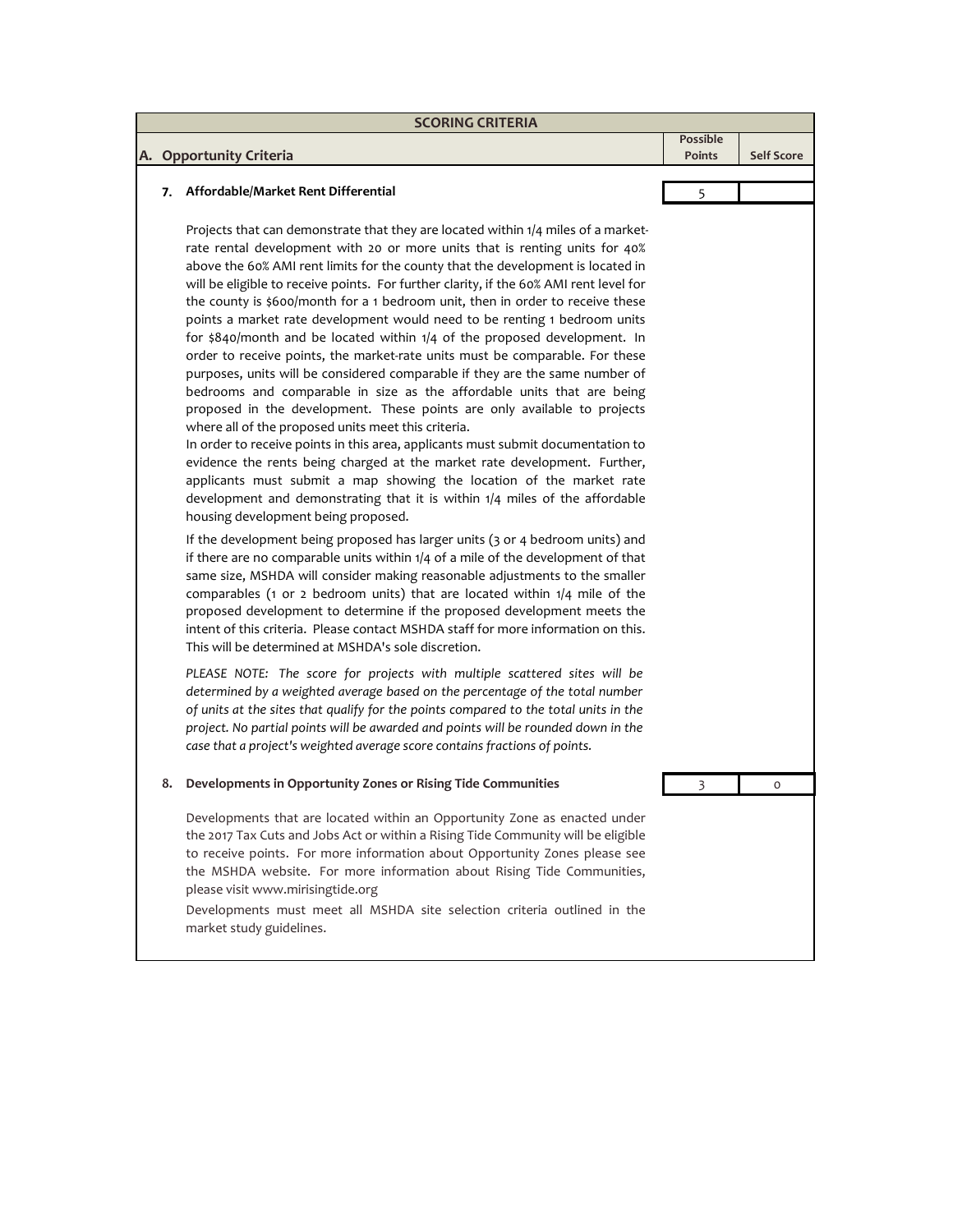| SCORING CRITERIA | | |
|---|---|---|
| **A. Opportunity Criteria** | **Possible Points** | **Self Score** |
| **7. Affordable/Market Rent Differential** | 5 | |
| **8. Developments in Opportunity Zones or Rising Tide Communities** | 3 | 0 |

## A. Opportunity Criteria

### 7. Affordable/Market Rent Differential

Possible Points: 5 | Self Score:

Projects that can demonstrate that they are located within 1/4 miles of a market-rate rental development with 20 or more units that is renting units for 40% above the 60% AMI rent limits for the county that the development is located in will be eligible to receive points. For further clarity, if the 60% AMI rent level for the county is $600/month for a 1 bedroom unit, then in order to receive these points a market rate development would need to be renting 1 bedroom units for $840/month and be located within 1/4 of the proposed development. In order to receive points, the market-rate units must be comparable. For these purposes, units will be considered comparable if they are the same number of bedrooms and comparable in size as the affordable units that are being proposed in the development. These points are only available to projects where all of the proposed units meet this criteria.

In order to receive points in this area, applicants must submit documentation to evidence the rents being charged at the market rate development. Further, applicants must submit a map showing the location of the market rate development and demonstrating that it is within 1/4 miles of the affordable housing development being proposed.

If the development being proposed has larger units (3 or 4 bedroom units) and if there are no comparable units within 1/4 of a mile of the development of that same size, MSHDA will consider making reasonable adjustments to the smaller comparables (1 or 2 bedroom units) that are located within 1/4 mile of the proposed development to determine if the proposed development meets the intent of this criteria. Please contact MSHDA staff for more information on this. This will be determined at MSHDA's sole discretion.

*PLEASE NOTE: The score for projects with multiple scattered sites will be determined by a weighted average based on the percentage of the total number of units at the sites that qualify for the points compared to the total units in the project. No partial points will be awarded and points will be rounded down in the case that a project's weighted average score contains fractions of points.*

### 8. Developments in Opportunity Zones or Rising Tide Communities

Possible Points: 3 | Self Score: 0

Developments that are located within an Opportunity Zone as enacted under the 2017 Tax Cuts and Jobs Act or within a Rising Tide Community will be eligible to receive points. For more information about Opportunity Zones please see the MSHDA website. For more information about Rising Tide Communities, please visit www.mirisingtide.org

Developments must meet all MSHDA site selection criteria outlined in the market study guidelines.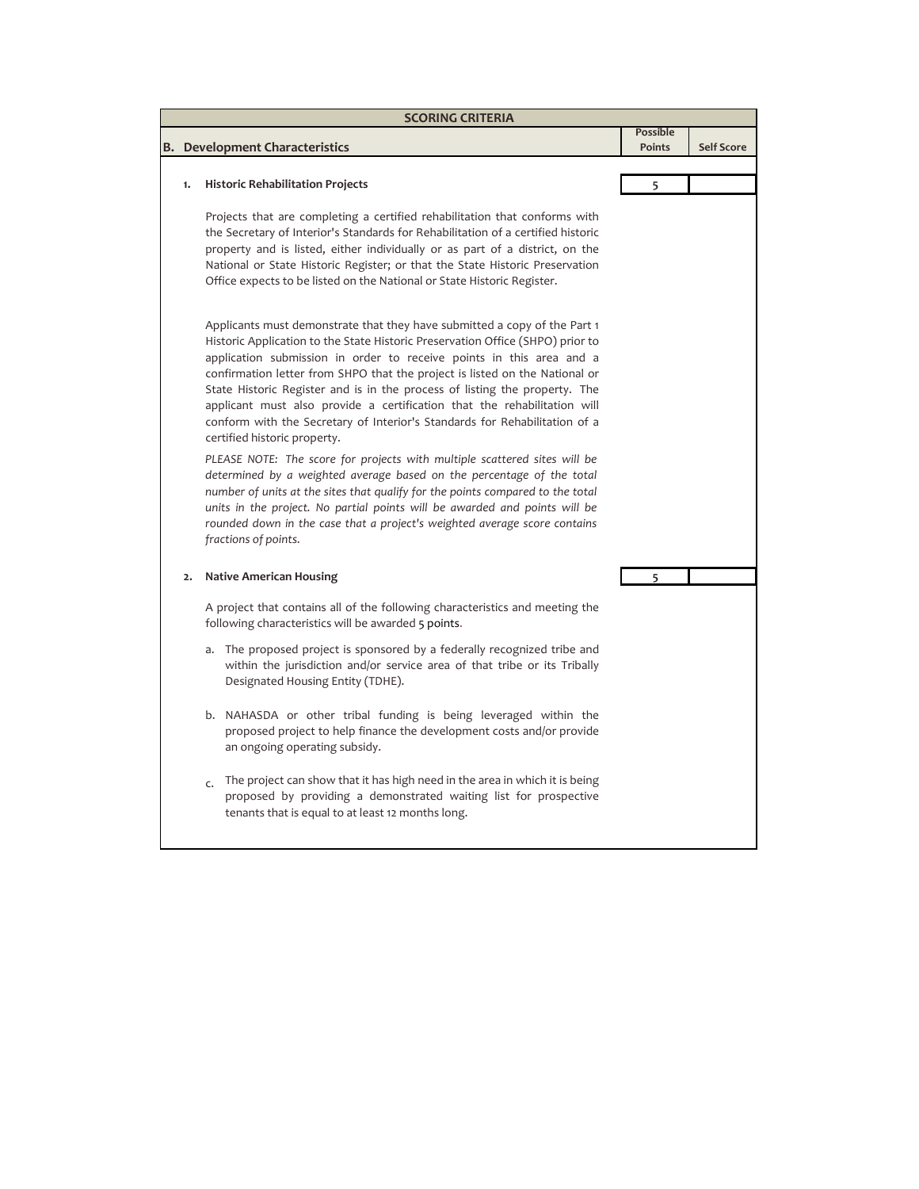## SCORING CRITERIA

| B. Development Characteristics | Possible Points | Self Score |
|---|---|---|
| **1. Historic Rehabilitation Projects** | 5 | |

Projects that are completing a certified rehabilitation that conforms with the Secretary of Interior's Standards for Rehabilitation of a certified historic property and is listed, either individually or as part of a district, on the National or State Historic Register; or that the State Historic Preservation Office expects to be listed on the National or State Historic Register.

Applicants must demonstrate that they have submitted a copy of the Part 1 Historic Application to the State Historic Preservation Office (SHPO) prior to application submission in order to receive points in this area and a confirmation letter from SHPO that the project is listed on the National or State Historic Register and is in the process of listing the property. The applicant must also provide a certification that the rehabilitation will conform with the Secretary of Interior's Standards for Rehabilitation of a certified historic property.

*PLEASE NOTE: The score for projects with multiple scattered sites will be determined by a weighted average based on the percentage of the total number of units at the sites that qualify for the points compared to the total units in the project. No partial points will be awarded and points will be rounded down in the case that a project's weighted average score contains fractions of points.*

| | Possible Points | Self Score |
|---|---|---|
| **2. Native American Housing** | 5 | |

A project that contains all of the following characteristics and meeting the following characteristics will be awarded 5 points.

a. The proposed project is sponsored by a federally recognized tribe and within the jurisdiction and/or service area of that tribe or its Tribally Designated Housing Entity (TDHE).

b. NAHASDA or other tribal funding is being leveraged within the proposed project to help finance the development costs and/or provide an ongoing operating subsidy.

c. The project can show that it has high need in the area in which it is being proposed by providing a demonstrated waiting list for prospective tenants that is equal to at least 12 months long.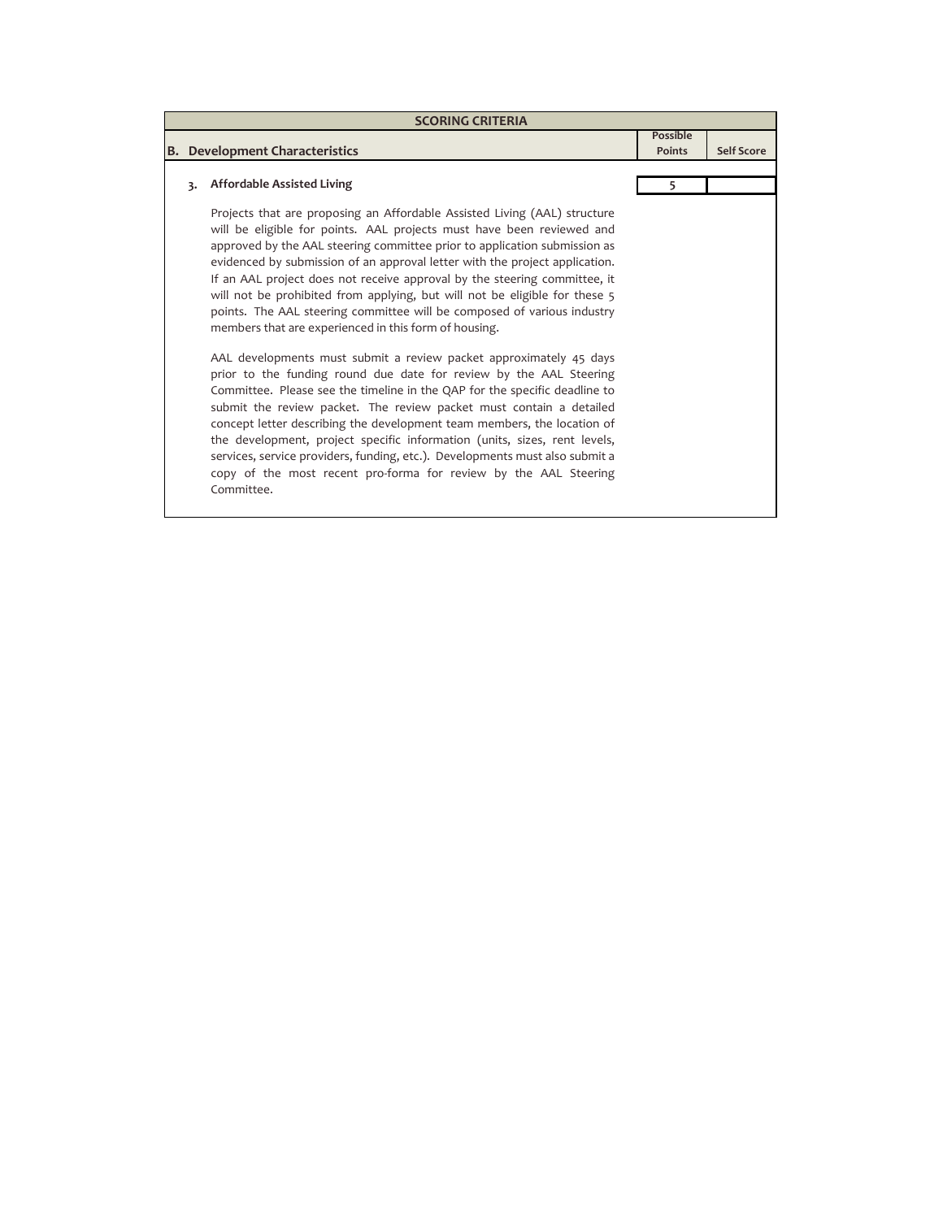| SCORING CRITERIA | | |
|---|---|---|
| **B. Development Characteristics** | **Possible Points** | **Self Score** |
| **3. Affordable Assisted Living** | 5 | |

Projects that are proposing an Affordable Assisted Living (AAL) structure will be eligible for points. AAL projects must have been reviewed and approved by the AAL steering committee prior to application submission as evidenced by submission of an approval letter with the project application. If an AAL project does not receive approval by the steering committee, it will not be prohibited from applying, but will not be eligible for these 5 points. The AAL steering committee will be composed of various industry members that are experienced in this form of housing.

AAL developments must submit a review packet approximately 45 days prior to the funding round due date for review by the AAL Steering Committee. Please see the timeline in the QAP for the specific deadline to submit the review packet. The review packet must contain a detailed concept letter describing the development team members, the location of the development, project specific information (units, sizes, rent levels, services, service providers, funding, etc.). Developments must also submit a copy of the most recent pro-forma for review by the AAL Steering Committee.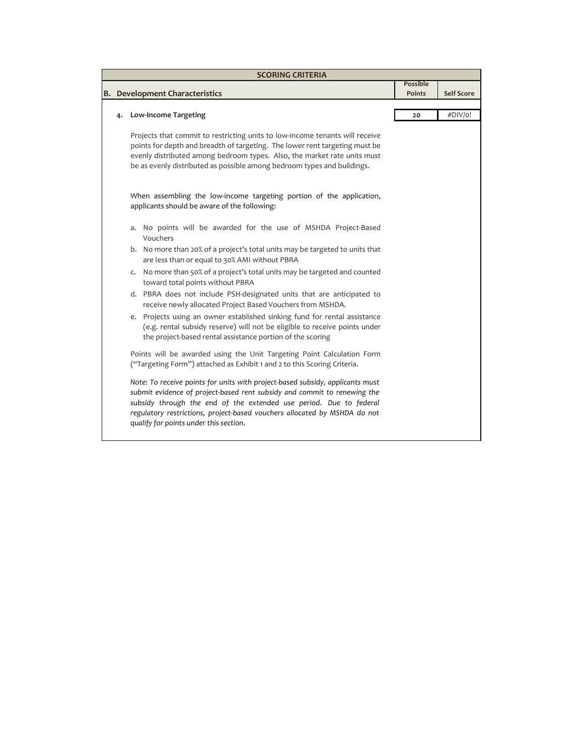| SCORING CRITERIA | | |
|---|---|---|
| **B. Development Characteristics** | **Possible Points** | **Self Score** |
| **4. Low-Income Targeting** | **20** | #DIV/0! |

Projects that commit to restricting units to low-income tenants will receive points for depth and breadth of targeting. The lower rent targeting must be evenly distributed among bedroom types. Also, the market rate units must be as evenly distributed as possible among bedroom types and buildings.

When assembling the low-income targeting portion of the application, applicants should be aware of the following:

a. No points will be awarded for the use of MSHDA Project-Based Vouchers
b. No more than 20% of a project's total units may be targeted to units that are less than or equal to 30% AMI without PBRA
c. No more than 50% of a project's total units may be targeted and counted toward total points without PBRA
d. PBRA does not include PSH-designated units that are anticipated to receive newly allocated Project Based Vouchers from MSHDA.
e. Projects using an owner established sinking fund for rental assistance (e.g. rental subsidy reserve) will not be eligible to receive points under the project-based rental assistance portion of the scoring

Points will be awarded using the Unit Targeting Point Calculation Form ("Targeting Form") attached as Exhibit 1 and 2 to this Scoring Criteria.

*Note: To receive points for units with project-based subsidy, applicants must submit evidence of project-based rent subsidy and commit to renewing the subsidy through the end of the extended use period. Due to federal regulatory restrictions, project-based vouchers allocated by MSHDA do not qualify for points under this section.*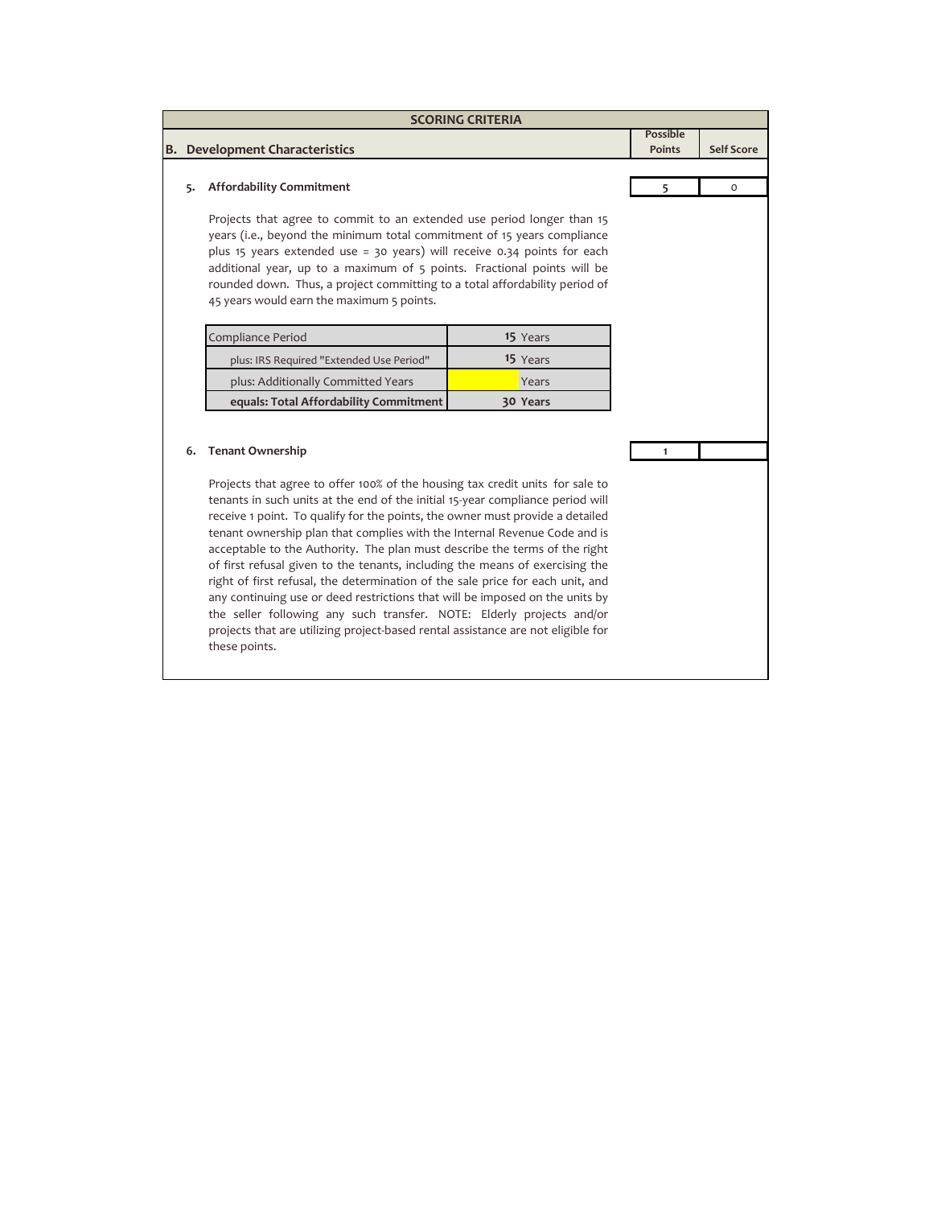## SCORING CRITERIA

| B. Development Characteristics | Possible Points | Self Score |
|---|---|---|

### 5. Affordability Commitment

| | Possible Points | Self Score |
|---|---|---|
| Affordability Commitment | 5 | 0 |

Projects that agree to commit to an extended use period longer than 15 years (i.e., beyond the minimum total commitment of 15 years compliance plus 15 years extended use = 30 years) will receive 0.34 points for each additional year, up to a maximum of 5 points. Fractional points will be rounded down. Thus, a project committing to a total affordability period of 45 years would earn the maximum 5 points.

| Compliance Period | 15 Years |
|---|---|
| plus: IRS Required "Extended Use Period" | 15 Years |
| plus: Additionally Committed Years | Years |
| **equals: Total Affordability Commitment** | **30 Years** |

### 6. Tenant Ownership

| | Possible Points | Self Score |
|---|---|---|
| Tenant Ownership | 1 | |

Projects that agree to offer 100% of the housing tax credit units for sale to tenants in such units at the end of the initial 15-year compliance period will receive 1 point. To qualify for the points, the owner must provide a detailed tenant ownership plan that complies with the Internal Revenue Code and is acceptable to the Authority. The plan must describe the terms of the right of first refusal given to the tenants, including the means of exercising the right of first refusal, the determination of the sale price for each unit, and any continuing use or deed restrictions that will be imposed on the units by the seller following any such transfer. NOTE: Elderly projects and/or projects that are utilizing project-based rental assistance are not eligible for these points.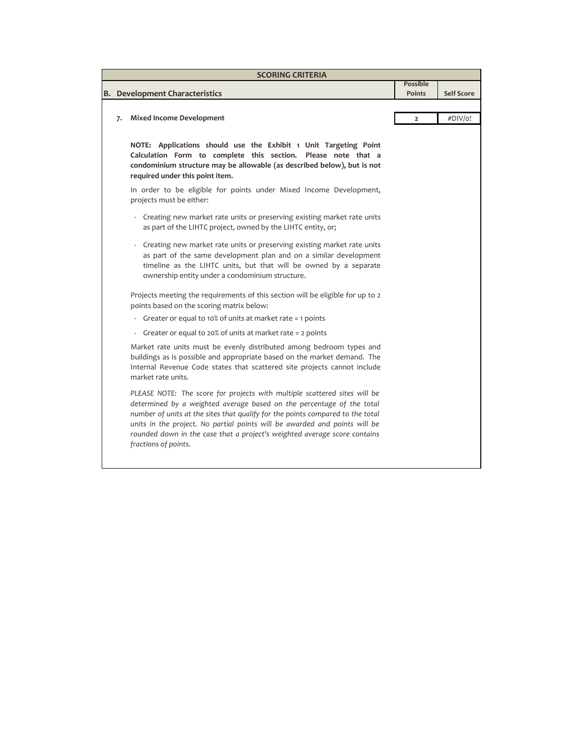| SCORING CRITERIA | | |
|---|---|---|
| **B. Development Characteristics** | **Possible Points** | **Self Score** |
| **7. Mixed Income Development** | 2 | #DIV/0! |

**NOTE: Applications should use the Exhibit 1 Unit Targeting Point Calculation Form to complete this section. Please note that a condominium structure may be allowable (as described below), but is not required under this point item.**

In order to be eligible for points under Mixed Income Development, projects must be either:

- Creating new market rate units or preserving existing market rate units as part of the LIHTC project, owned by the LIHTC entity, or;
- Creating new market rate units or preserving existing market rate units as part of the same development plan and on a similar development timeline as the LIHTC units, but that will be owned by a separate ownership entity under a condominium structure.

Projects meeting the requirements of this section will be eligible for up to 2 points based on the scoring matrix below:

- Greater or equal to 10% of units at market rate = 1 points
- Greater or equal to 20% of units at market rate = 2 points

Market rate units must be evenly distributed among bedroom types and buildings as is possible and appropriate based on the market demand. The Internal Revenue Code states that scattered site projects cannot include market rate units.

*PLEASE NOTE: The score for projects with multiple scattered sites will be determined by a weighted average based on the percentage of the total number of units at the sites that qualify for the points compared to the total units in the project. No partial points will be awarded and points will be rounded down in the case that a project's weighted average score contains fractions of points.*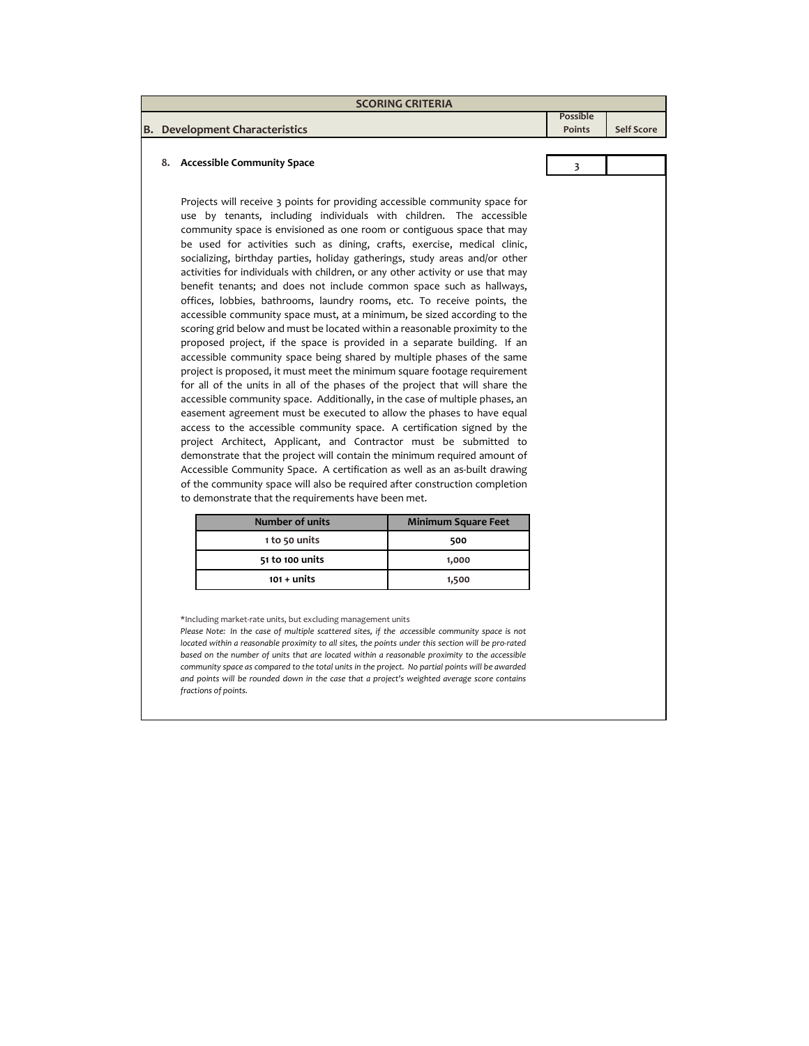## SCORING CRITERIA

| B. Development Characteristics | Possible Points | Self Score |
|---|---|---|
| 8. **Accessible Community Space** | 3 | |

Projects will receive 3 points for providing accessible community space for use by tenants, including individuals with children. The accessible community space is envisioned as one room or contiguous space that may be used for activities such as dining, crafts, exercise, medical clinic, socializing, birthday parties, holiday gatherings, study areas and/or other activities for individuals with children, or any other activity or use that may benefit tenants; and does not include common space such as hallways, offices, lobbies, bathrooms, laundry rooms, etc. To receive points, the accessible community space must, at a minimum, be sized according to the scoring grid below and must be located within a reasonable proximity to the proposed project, if the space is provided in a separate building. If an accessible community space being shared by multiple phases of the same project is proposed, it must meet the minimum square footage requirement for all of the units in all of the phases of the project that will share the accessible community space. Additionally, in the case of multiple phases, an easement agreement must be executed to allow the phases to have equal access to the accessible community space. A certification signed by the project Architect, Applicant, and Contractor must be submitted to demonstrate that the project will contain the minimum required amount of Accessible Community Space. A certification as well as an as-built drawing of the community space will also be required after construction completion to demonstrate that the requirements have been met.

| Number of units | Minimum Square Feet |
|---|---|
| 1 to 50 units | 500 |
| 51 to 100 units | 1,000 |
| 101 + units | 1,500 |

*Including market-rate units, but excluding management units

*Please Note: In the case of multiple scattered sites, if the accessible community space is not located within a reasonable proximity to all sites, the points under this section will be pro-rated based on the number of units that are located within a reasonable proximity to the accessible community space as compared to the total units in the project. No partial points will be awarded and points will be rounded down in the case that a project's weighted average score contains fractions of points.*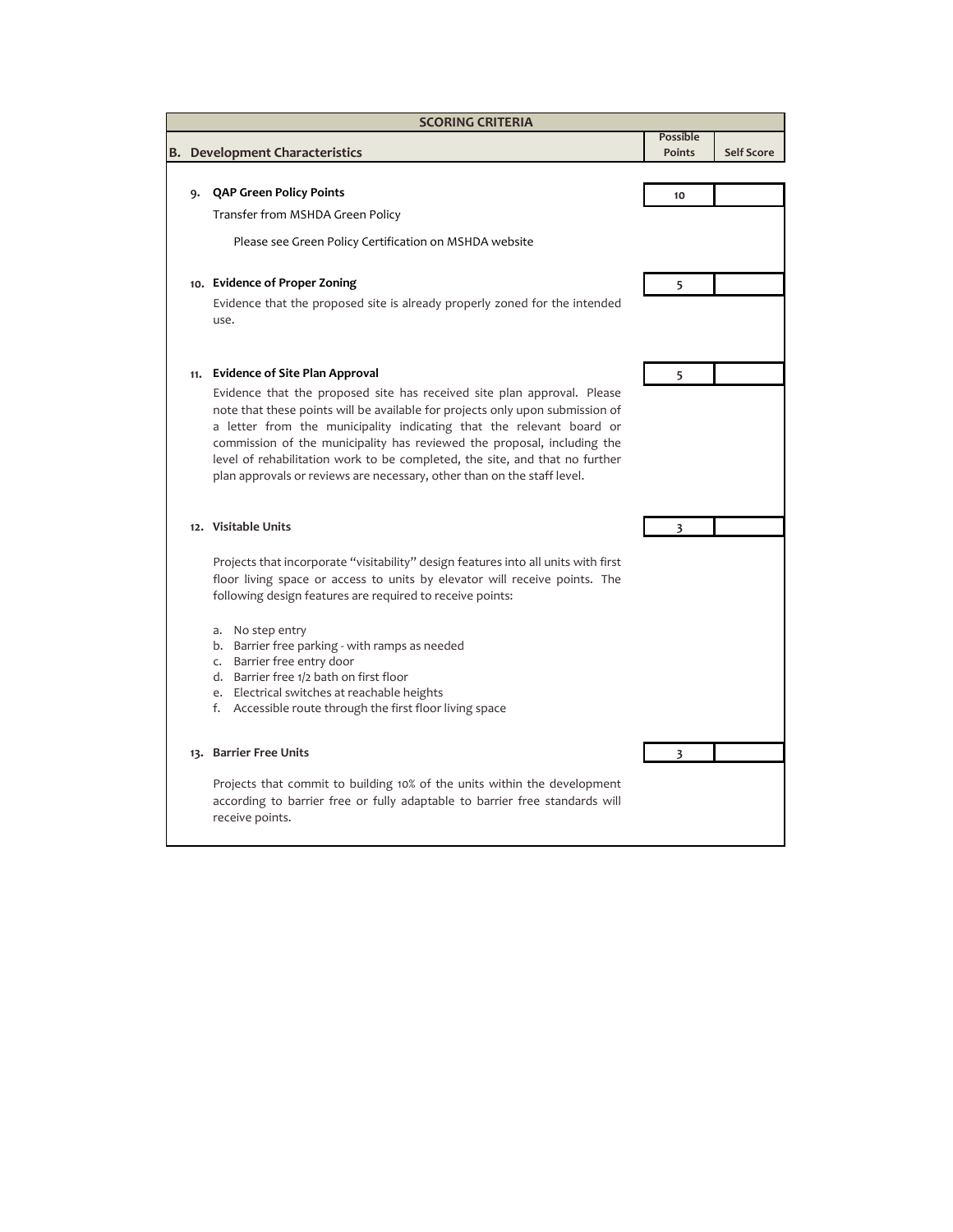| SCORING CRITERIA | | |
|---|---|---|
| **B. Development Characteristics** | **Possible Points** | **Self Score** |
| **9. QAP Green Policy Points**<br>Transfer from MSHDA Green Policy<br>Please see Green Policy Certification on MSHDA website | 10 | |
| **10. Evidence of Proper Zoning**<br>Evidence that the proposed site is already properly zoned for the intended use. | 5 | |
| **11. Evidence of Site Plan Approval**<br>Evidence that the proposed site has received site plan approval. Please note that these points will be available for projects only upon submission of a letter from the municipality indicating that the relevant board or commission of the municipality has reviewed the proposal, including the level of rehabilitation work to be completed, the site, and that no further plan approvals or reviews are necessary, other than on the staff level. | 5 | |
| **12. Visitable Units**<br>Projects that incorporate "visitability" design features into all units with first floor living space or access to units by elevator will receive points. The following design features are required to receive points:<br>a. No step entry<br>b. Barrier free parking - with ramps as needed<br>c. Barrier free entry door<br>d. Barrier free 1/2 bath on first floor<br>e. Electrical switches at reachable heights<br>f. Accessible route through the first floor living space | 3 | |
| **13. Barrier Free Units**<br>Projects that commit to building 10% of the units within the development according to barrier free or fully adaptable to barrier free standards will receive points. | 3 | |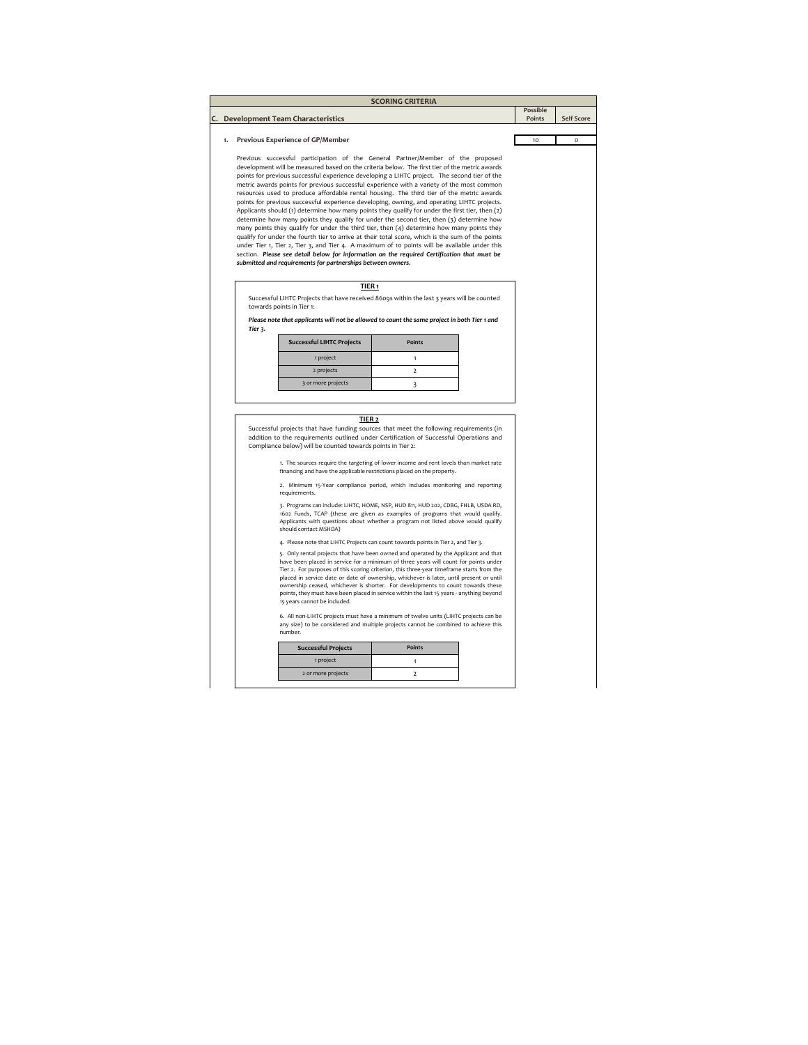# SCORING CRITERIA

## C. Development Team Characteristics

| | Possible Points | Self Score |
|---|---|---|
| 1. Previous Experience of GP/Member | 10 | 0 |

### 1. Previous Experience of GP/Member

Previous successful participation of the General Partner/Member of the proposed development will be measured based on the criteria below. The first tier of the metric awards points for previous successful experience developing a LIHTC project. The second tier of the metric awards points for previous successful experience with a variety of the most common resources used to produce affordable rental housing. The third tier of the metric awards points for previous successful experience developing, owning, and operating LIHTC projects. Applicants should (1) determine how many points they qualify for under the first tier, then (2) determine how many points they qualify for under the second tier, then (3) determine how many points they qualify for under the third tier, then (4) determine how many points they qualify for under the fourth tier to arrive at their total score, which is the sum of the points under Tier 1, Tier 2, Tier 3, and Tier 4. A maximum of 10 points will be available under this section. ***Please see detail below for information on the required Certification that must be submitted and requirements for partnerships between owners.***

#### TIER 1

Successful LIHTC Projects that have received 8609s within the last 3 years will be counted towards points in Tier 1:

***Please note that applicants will not be allowed to count the same project in both Tier 1 and Tier 3.***

| Successful LIHTC Projects | Points |
|---|---|
| 1 project | 1 |
| 2 projects | 2 |
| 3 or more projects | 3 |

#### TIER 2

Successful projects that have funding sources that meet the following requirements (in addition to the requirements outlined under Certification of Successful Operations and Compliance below) will be counted towards points in Tier 2:

1. The sources require the targeting of lower income and rent levels than market rate financing and have the applicable restrictions placed on the property.

2. Minimum 15-Year compliance period, which includes monitoring and reporting requirements.

3. Programs can include: LIHTC, HOME, NSP, HUD 811, HUD 202, CDBG, FHLB, USDA RD, 1602 Funds, TCAP (these are given as examples of programs that would qualify. Applicants with questions about whether a program not listed above would qualify should contact MSHDA)

4. Please note that LIHTC Projects can count towards points in Tier 2, and Tier 3.

5. Only rental projects that have been owned and operated by the Applicant and that have been placed in service for a minimum of three years will count for points under Tier 2. For purposes of this scoring criterion, this three-year timeframe starts from the placed in service date or date of ownership, whichever is later, until present or until ownership ceased, whichever is shorter. For developments to count towards these points, they must have been placed in service within the last 15 years - anything beyond 15 years cannot be included.

6. All non-LIHTC projects must have a minimum of twelve units (LIHTC projects can be any size) to be considered and multiple projects cannot be combined to achieve this number.

| Successful Projects | Points |
|---|---|
| 1 project | 1 |
| 2 or more projects | 2 |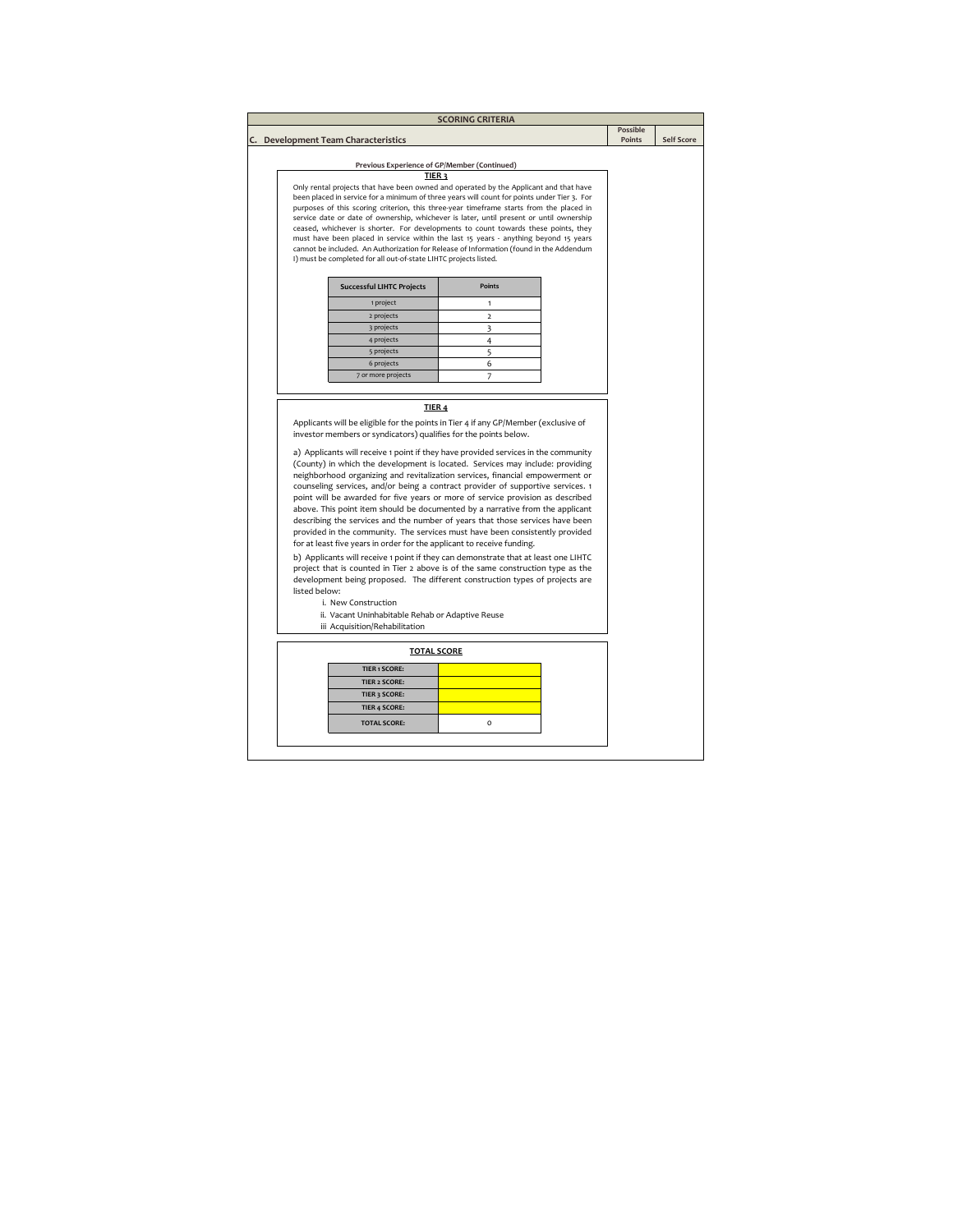## SCORING CRITERIA

| C. Development Team Characteristics | Possible Points | Self Score |
|---|---|---|

**Previous Experience of GP/Member (Continued)**

### TIER 3

Only rental projects that have been owned and operated by the Applicant and that have been placed in service for a minimum of three years will count for points under Tier 3. For purposes of this scoring criterion, this three-year timeframe starts from the placed in service date or date of ownership, whichever is later, until present or until ownership ceased, whichever is shorter. For developments to count towards these points, they must have been placed in service within the last 15 years - anything beyond 15 years cannot be included. An Authorization for Release of Information (found in the Addendum I) must be completed for all out-of-state LIHTC projects listed.

| Successful LIHTC Projects | Points |
|---|---|
| 1 project | 1 |
| 2 projects | 2 |
| 3 projects | 3 |
| 4 projects | 4 |
| 5 projects | 5 |
| 6 projects | 6 |
| 7 or more projects | 7 |

### TIER 4

Applicants will be eligible for the points in Tier 4 if any GP/Member (exclusive of investor members or syndicators) qualifies for the points below.

a) Applicants will receive 1 point if they have provided services in the community (County) in which the development is located. Services may include: providing neighborhood organizing and revitalization services, financial empowerment or counseling services, and/or being a contract provider of supportive services. 1 point will be awarded for five years or more of service provision as described above. This point item should be documented by a narrative from the applicant describing the services and the number of years that those services have been provided in the community. The services must have been consistently provided for at least five years in order for the applicant to receive funding.

b) Applicants will receive 1 point if they can demonstrate that at least one LIHTC project that is counted in Tier 2 above is of the same construction type as the development being proposed. The different construction types of projects are listed below:

i. New Construction
ii. Vacant Uninhabitable Rehab or Adaptive Reuse
iii Acquisition/Rehabilitation

### TOTAL SCORE

| | |
|---|---|
| TIER 1 SCORE: | |
| TIER 2 SCORE: | |
| TIER 3 SCORE: | |
| TIER 4 SCORE: | |
| TOTAL SCORE: | 0 |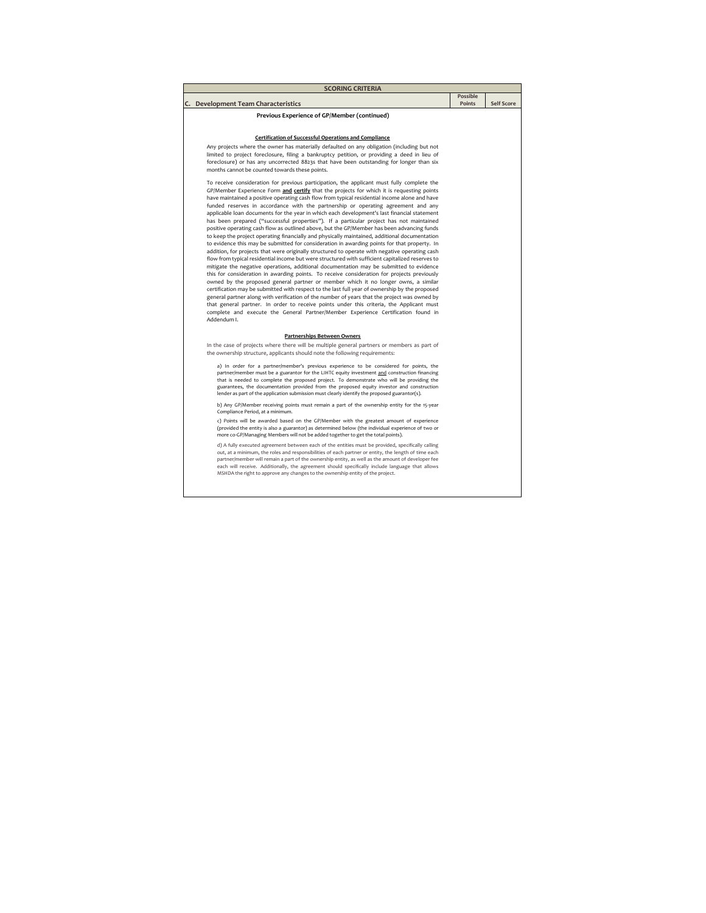| SCORING CRITERIA | | |
|---|---|---|
| **C. Development Team Characteristics** | **Possible Points** | **Self Score** |

**Previous Experience of GP/Member (continued)**

**Certification of Successful Operations and Compliance**

Any projects where the owner has materially defaulted on any obligation (including but not limited to project foreclosure, filing a bankruptcy petition, or providing a deed in lieu of foreclosure) or has any uncorrected 8823s that have been outstanding for longer than six months cannot be counted towards these points.

To receive consideration for previous participation, the applicant must fully complete the GP/Member Experience Form **and certify** that the projects for which it is requesting points have maintained a positive operating cash flow from typical residential income alone and have funded reserves in accordance with the partnership or operating agreement and any applicable loan documents for the year in which each development's last financial statement has been prepared ("successful properties"). If a particular project has not maintained positive operating cash flow as outlined above, but the GP/Member has been advancing funds to keep the project operating financially and physically maintained, additional documentation to evidence this may be submitted for consideration in awarding points for that property. In addition, for projects that were originally structured to operate with negative operating cash flow from typical residential income but were structured with sufficient capitalized reserves to mitigate the negative operations, additional documentation may be submitted to evidence this for consideration in awarding points. To receive consideration for projects previously owned by the proposed general partner or member which it no longer owns, a similar certification may be submitted with respect to the last full year of ownership by the proposed general partner along with verification of the number of years that the project was owned by that general partner. In order to receive points under this criteria, the Applicant must complete and execute the General Partner/Member Experience Certification found in Addendum I.

**Partnerships Between Owners**

In the case of projects where there will be multiple general partners or members as part of the ownership structure, applicants should note the following requirements:

a) In order for a partner/member's previous experience to be considered for points, the partner/member must be a guarantor for the LIHTC equity investment **and** construction financing that is needed to complete the proposed project. To demonstrate who will be providing the guarantees, the documentation provided from the proposed equity investor and construction lender as part of the application submission must clearly identify the proposed guarantor(s).

b) Any GP/Member receiving points must remain a part of the ownership entity for the 15-year Compliance Period, at a minimum.

c) Points will be awarded based on the GP/Member with the greatest amount of experience (provided the entity is also a guarantor) as determined below (the individual experience of two or more co-GP/Managing Members will not be added together to get the total points).

d) A fully executed agreement between each of the entities must be provided, specifically calling out, at a minimum, the roles and responsibilities of each partner or entity, the length of time each partner/member will remain a part of the ownership entity, as well as the amount of developer fee each will receive. Additionally, the agreement should specifically include language that allows MSHDA the right to approve any changes to the ownership entity of the project.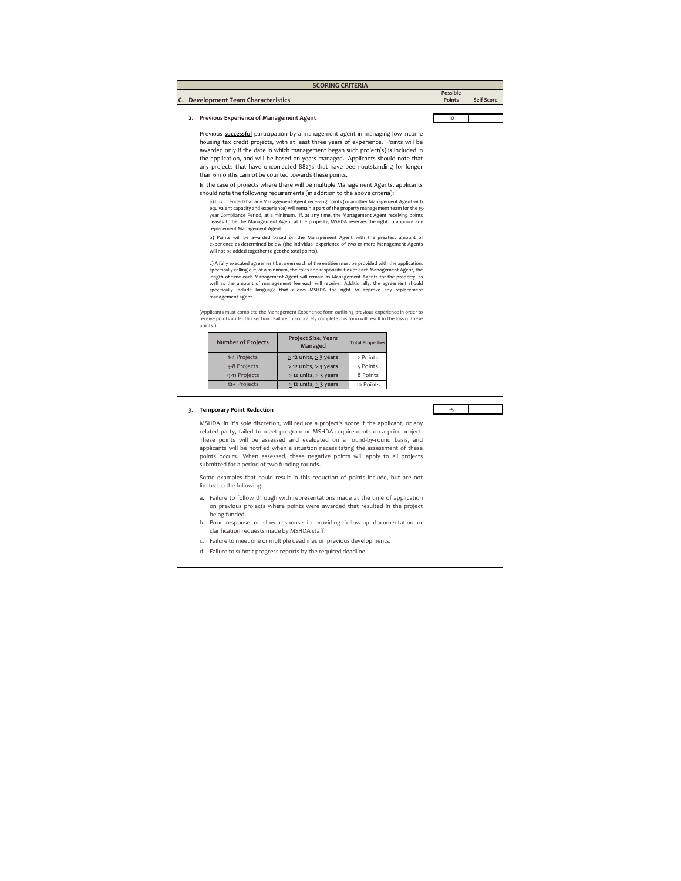# SCORING CRITERIA

## C. Development Team Characteristics

| | Possible Points | Self Score |
|---|---|---|
| 2. Previous Experience of Management Agent | 10 | |

### 2. Previous Experience of Management Agent

Previous **successful** participation by a management agent in managing low-income housing tax credit projects, with at least three years of experience. Points will be awarded only if the date in which management began such project(s) is included in the application, and will be based on years managed. Applicants should note that any projects that have uncorrected 8823s that have been outstanding for longer than 6 months cannot be counted towards these points.

In the case of projects where there will be multiple Management Agents, applicants should note the following requirements (in addition to the above criteria):

a) It is intended that any Management Agent receiving points (or another Management Agent with equivalent capacity and experience) will remain a part of the property management team for the 15-year Compliance Period, at a minimum. If, at any time, the Management Agent receiving points ceases to be the Management Agent at the property, MSHDA reserves the right to approve any replacement Management Agent.

b) Points will be awarded based on the Management Agent with the greatest amount of experience as determined below (the individual experience of two or more Management Agents will not be added together to get the total points).

c) A fully executed agreement between each of the entities must be provided with the application, specifically calling out, at a minimum, the roles and responsibilities of each Management Agent, the length of time each Management Agent will remain as Management Agents for the property, as well as the amount of management fee each will receive. Additionally, the agreement should specifically include language that allows MSHDA the right to approve any replacement management agent.

(Applicants must complete the Management Experience form outlining previous experience in order to receive points under this section. Failure to accurately complete this form will result in the loss of these points.)

| Number of Projects | Project Size, Years Managed | Total Properties |
|---|---|---|
| 1-4 Projects | $\geq$ 12 units, $\geq$ 3 years | 2 Points |
| 5-8 Projects | $\geq$ 12 units, $\geq$ 3 years | 5 Points |
| 9-11 Projects | $\geq$ 12 units, $\geq$ 3 years | 8 Points |
| 12+ Projects | $\geq$ 12 units, $\geq$ 3 years | 10 Points |

| | Possible Points | Self Score |
|---|---|---|
| 3. Temporary Point Reduction | -5 | |

### 3. Temporary Point Reduction

MSHDA, in it's sole discretion, will reduce a project's score if the applicant, or any related party, failed to meet program or MSHDA requirements on a prior project. These points will be assessed and evaluated on a round-by-round basis, and applicants will be notified when a situation necessitating the assessment of these points occurs. When assessed, these negative points will apply to all projects submitted for a period of two funding rounds.

Some examples that could result in this reduction of points include, but are not limited to the following:

a. Failure to follow through with representations made at the time of application on previous projects where points were awarded that resulted in the project being funded.
b. Poor response or slow response in providing follow-up documentation or clarification requests made by MSHDA staff.
c. Failure to meet one or multiple deadlines on previous developments.
d. Failure to submit progress reports by the required deadline.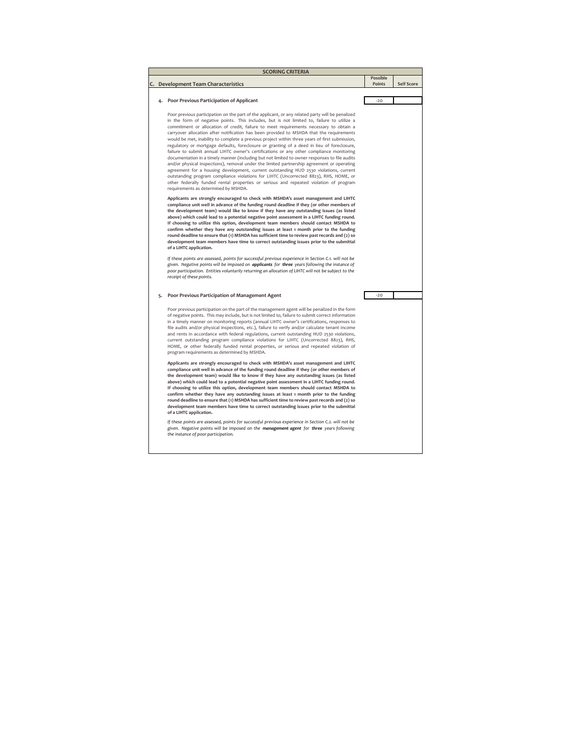**SCORING CRITERIA**

| C. Development Team Characteristics | Possible Points | Self Score |
|---|---|---|

**4. Poor Previous Participation of Applicant** — Possible Points: -20 | Self Score:

Poor previous participation on the part of the applicant, or any related party will be penalized in the form of negative points. This includes, but is not limited to, failure to utilize a commitment or allocation of credit, failure to meet requirements necessary to obtain a carryover allocation after notification has been provided to MSHDA that the requirements would be met, inability to complete a previous project within three years of first submission, regulatory or mortgage defaults, foreclosure or granting of a deed in lieu of foreclosure, failure to submit annual LIHTC owner's certifications or any other compliance monitoring documentation in a timely manner (including but not limited to owner responses to file audits and/or physical inspections), removal under the limited partnership agreement or operating agreement for a housing development, current outstanding HUD 2530 violations, current outstanding program compliance violations for LIHTC (Uncorrected 8823), RHS, HOME, or other federally funded rental properties or serious and repeated violation of program requirements as determined by MSHDA.

**Applicants are strongly encouraged to check with MSHDA's asset management and LIHTC compliance unit well in advance of the funding round deadline if they (or other members of the development team) would like to know if they have any outstanding issues (as listed above) which could lead to a potential negative point assessment in a LIHTC funding round. If choosing to utilize this option, development team members should contact MSHDA to confirm whether they have any outstanding issues at least 1 month prior to the funding round deadline to ensure that (1) MSHDA has sufficient time to review past records and (2) so development team members have time to correct outstanding issues prior to the submittal of a LIHTC application.**

*If these points are assessed, points for successful previous experience in Section C.1. will not be given. Negative points will be imposed on* ***applicants*** *for* ***three*** *years following the instance of poor participation. Entities voluntarily returning an allocation of LIHTC will not be subject to the receipt of these points.*

**5. Poor Previous Participation of Management Agent** — Possible Points: -20 | Self Score:

Poor previous participation on the part of the management agent will be penalized in the form of negative points. This may include, but is not limited to, failure to submit correct information in a timely manner on monitoring reports (annual LIHTC owner's certifications, responses to file audits and/or physical inspections, etc.), failure to verify and/or calculate tenant income and rents in accordance with federal regulations, current outstanding HUD 2530 violations, current outstanding program compliance violations for LIHTC (Uncorrected 8823), RHS, HOME, or other federally funded rental properties, or serious and repeated violation of program requirements as determined by MSHDA.

**Applicants are strongly encouraged to check with MSHDA's asset management and LIHTC compliance unit well in advance of the funding round deadline if they (or other members of the development team) would like to know if they have any outstanding issues (as listed above) which could lead to a potential negative point assessment in a LIHTC funding round. If choosing to utilize this option, development team members should contact MSHDA to confirm whether they have any outstanding issues at least 1 month prior to the funding round deadline to ensure that (1) MSHDA has sufficient time to review past records and (2) so development team members have time to correct outstanding issues prior to the submittal of a LIHTC application.**

*If these points are assessed, points for successful previous experience in Section C.2. will not be given. Negative points will be imposed on the* ***management agent*** *for* ***three*** *years following the instance of poor participation.*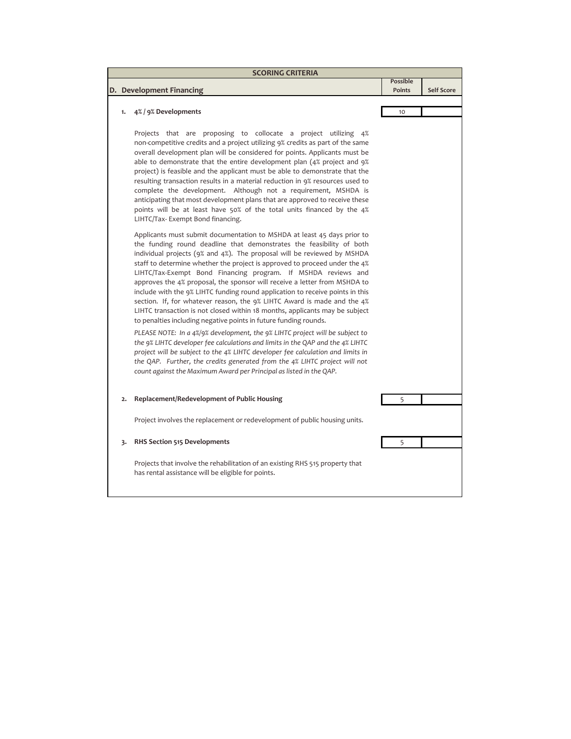## SCORING CRITERIA

| D. Development Financing | Possible Points | Self Score |
|---|---|---|
| **1. 4% / 9% Developments** | 10 | |
| **2. Replacement/Redevelopment of Public Housing** | 5 | |
| **3. RHS Section 515 Developments** | 5 | |

**1. 4% / 9% Developments** — Possible Points: 10

Projects that are proposing to collocate a project utilizing 4% non-competitive credits and a project utilizing 9% credits as part of the same overall development plan will be considered for points. Applicants must be able to demonstrate that the entire development plan (4% project and 9% project) is feasible and the applicant must be able to demonstrate that the resulting transaction results in a material reduction in 9% resources used to complete the development. Although not a requirement, MSHDA is anticipating that most development plans that are approved to receive these points will be at least have 50% of the total units financed by the 4% LIHTC/Tax- Exempt Bond financing.

Applicants must submit documentation to MSHDA at least 45 days prior to the funding round deadline that demonstrates the feasibility of both individual projects (9% and 4%). The proposal will be reviewed by MSHDA staff to determine whether the project is approved to proceed under the 4% LIHTC/Tax-Exempt Bond Financing program. If MSHDA reviews and approves the 4% proposal, the sponsor will receive a letter from MSHDA to include with the 9% LIHTC funding round application to receive points in this section. If, for whatever reason, the 9% LIHTC Award is made and the 4% LIHTC transaction is not closed within 18 months, applicants may be subject to penalties including negative points in future funding rounds.

*PLEASE NOTE: In a 4%/9% development, the 9% LIHTC project will be subject to the 9% LIHTC developer fee calculations and limits in the QAP and the 4% LIHTC project will be subject to the 4% LIHTC developer fee calculation and limits in the QAP. Further, the credits generated from the 4% LIHTC project will not count against the Maximum Award per Principal as listed in the QAP.*

**2. Replacement/Redevelopment of Public Housing** — Possible Points: 5

Project involves the replacement or redevelopment of public housing units.

**3. RHS Section 515 Developments** — Possible Points: 5

Projects that involve the rehabilitation of an existing RHS 515 property that has rental assistance will be eligible for points.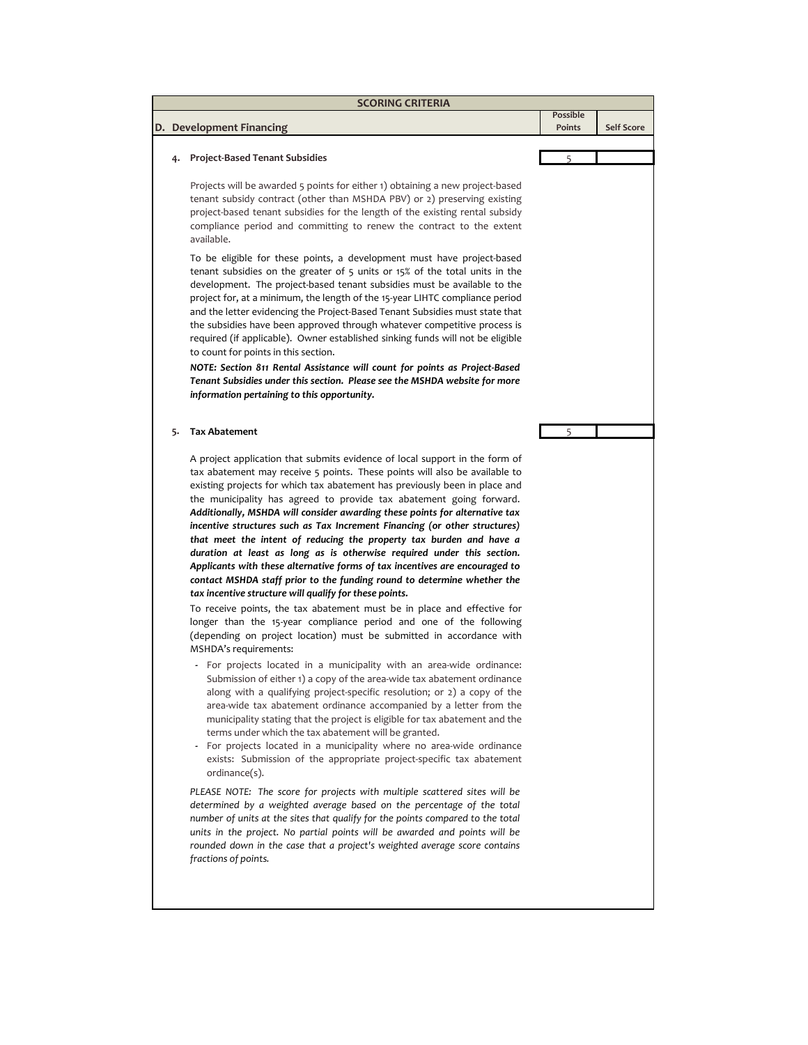## SCORING CRITERIA

| D. Development Financing | Possible Points | Self Score |
|---|---|---|
| **4. Project-Based Tenant Subsidies** | 5 | |

Projects will be awarded 5 points for either 1) obtaining a new project-based tenant subsidy contract (other than MSHDA PBV) or 2) preserving existing project-based tenant subsidies for the length of the existing rental subsidy compliance period and committing to renew the contract to the extent available.

To be eligible for these points, a development must have project-based tenant subsidies on the greater of 5 units or 15% of the total units in the development. The project-based tenant subsidies must be available to the project for, at a minimum, the length of the 15-year LIHTC compliance period and the letter evidencing the Project-Based Tenant Subsidies must state that the subsidies have been approved through whatever competitive process is required (if applicable). Owner established sinking funds will not be eligible to count for points in this section.

***NOTE: Section 811 Rental Assistance will count for points as Project-Based Tenant Subsidies under this section. Please see the MSHDA website for more information pertaining to this opportunity.***

| | Possible Points | Self Score |
|---|---|---|
| **5. Tax Abatement** | 5 | |

A project application that submits evidence of local support in the form of tax abatement may receive 5 points. These points will also be available to existing projects for which tax abatement has previously been in place and the municipality has agreed to provide tax abatement going forward. ***Additionally, MSHDA will consider awarding these points for alternative tax incentive structures such as Tax Increment Financing (or other structures) that meet the intent of reducing the property tax burden and have a duration at least as long as is otherwise required under this section. Applicants with these alternative forms of tax incentives are encouraged to contact MSHDA staff prior to the funding round to determine whether the tax incentive structure will qualify for these points.***

To receive points, the tax abatement must be in place and effective for longer than the 15-year compliance period and one of the following (depending on project location) must be submitted in accordance with MSHDA's requirements:

- For projects located in a municipality with an area-wide ordinance: Submission of either 1) a copy of the area-wide tax abatement ordinance along with a qualifying project-specific resolution; or 2) a copy of the area-wide tax abatement ordinance accompanied by a letter from the municipality stating that the project is eligible for tax abatement and the terms under which the tax abatement will be granted.
- For projects located in a municipality where no area-wide ordinance exists: Submission of the appropriate project-specific tax abatement ordinance(s).

*PLEASE NOTE: The score for projects with multiple scattered sites will be determined by a weighted average based on the percentage of the total number of units at the sites that qualify for the points compared to the total units in the project. No partial points will be awarded and points will be rounded down in the case that a project's weighted average score contains fractions of points.*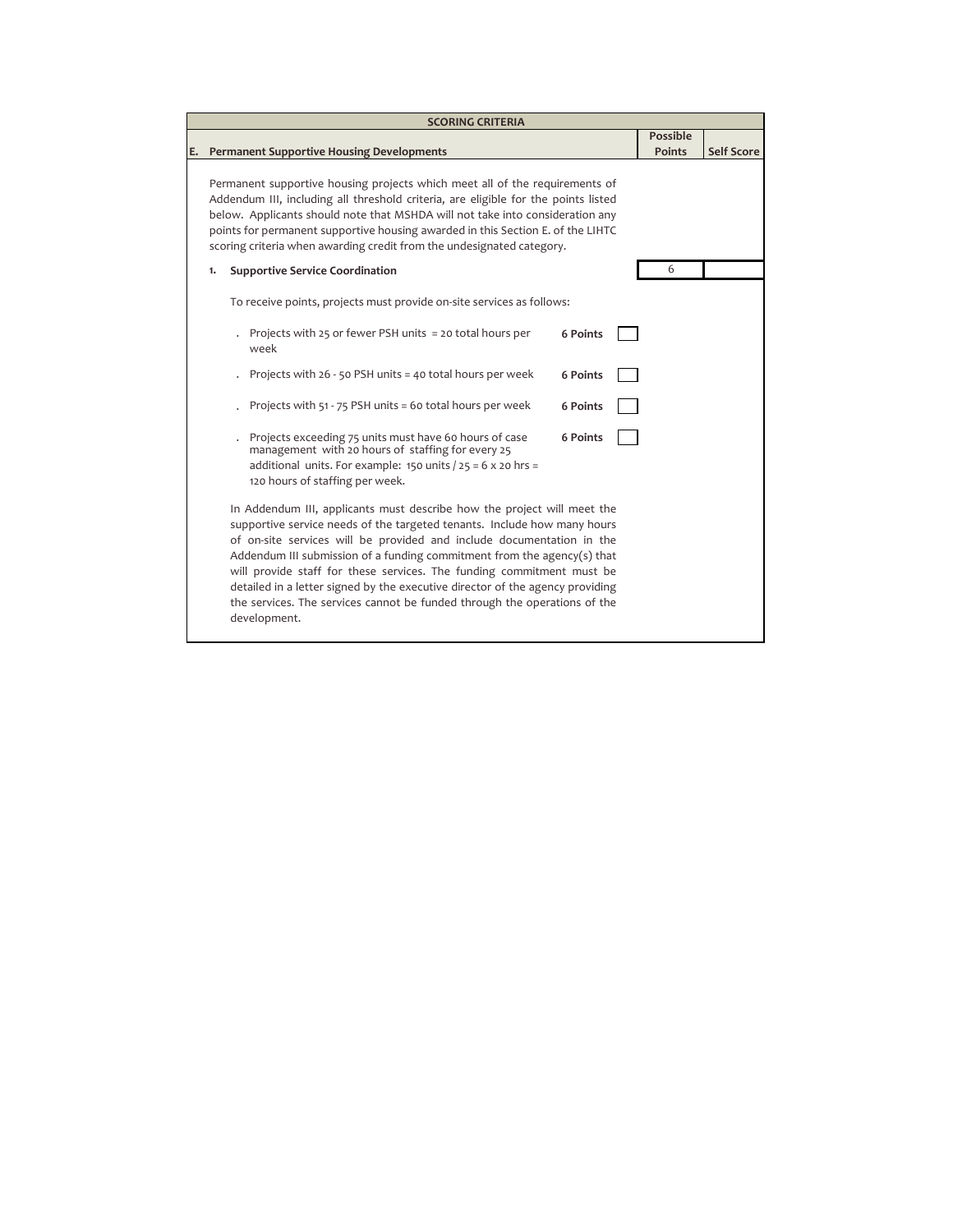| SCORING CRITERIA | | |
|---|---|---|
| **E. Permanent Supportive Housing Developments** | **Possible Points** | **Self Score** |

Permanent supportive housing projects which meet all of the requirements of Addendum III, including all threshold criteria, are eligible for the points listed below. Applicants should note that MSHDA will not take into consideration any points for permanent supportive housing awarded in this Section E. of the LIHTC scoring criteria when awarding credit from the undesignated category.

| **1. Supportive Service Coordination** | 6 | |
|---|---|---|

To receive points, projects must provide on-site services as follows:

- Projects with 25 or fewer PSH units = 20 total hours per week — **6 Points** ☐
- Projects with 26 - 50 PSH units = 40 total hours per week — **6 Points** ☐
- Projects with 51 - 75 PSH units = 60 total hours per week — **6 Points** ☐
- Projects exceeding 75 units must have 60 hours of case management with 20 hours of staffing for every 25 additional units. For example: 150 units / 25 = 6 x 20 hrs = 120 hours of staffing per week. — **6 Points** ☐

In Addendum III, applicants must describe how the project will meet the supportive service needs of the targeted tenants. Include how many hours of on-site services will be provided and include documentation in the Addendum III submission of a funding commitment from the agency(s) that will provide staff for these services. The funding commitment must be detailed in a letter signed by the executive director of the agency providing the services. The services cannot be funded through the operations of the development.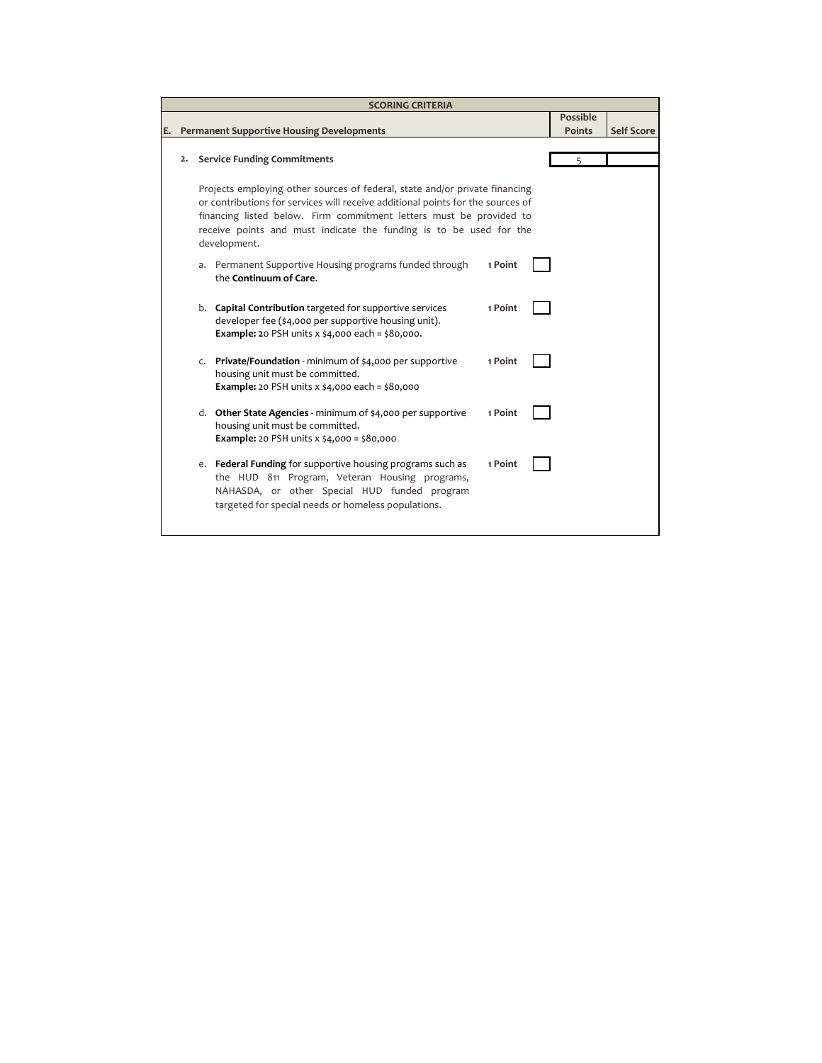| SCORING CRITERIA | | |
|---|---|---|
| **E. Permanent Supportive Housing Developments** | **Possible Points** | **Self Score** |
| **2. Service Funding Commitments** | 5 | |

Projects employing other sources of federal, state and/or private financing or contributions for services will receive additional points for the sources of financing listed below. Firm commitment letters must be provided to receive points and must indicate the funding is to be used for the development.

a. Permanent Supportive Housing programs funded through the **Continuum of Care**. — **1 Point** [ ]

b. **Capital Contribution** targeted for supportive services developer fee ($4,000 per supportive housing unit). **Example: 2**0 PSH units x $4,000 each = $80,000. — **1 Point** [ ]

c. **Private/Foundation** - minimum of $4,000 per supportive housing unit must be committed. **Example:** 20 PSH units x $4,000 each = $80,000 — **1 Point** [ ]

d. **Other State Agencies** - minimum of $4,000 per supportive housing unit must be committed. **Example:** 20 PSH units x $4,000 = $80,000 — **1 Point** [ ]

e. **Federal Funding** for supportive housing programs such as the HUD 811 Program, Veteran Housing programs, NAHASDA, or other Special HUD funded program targeted for special needs or homeless populations. — **1 Point** [ ]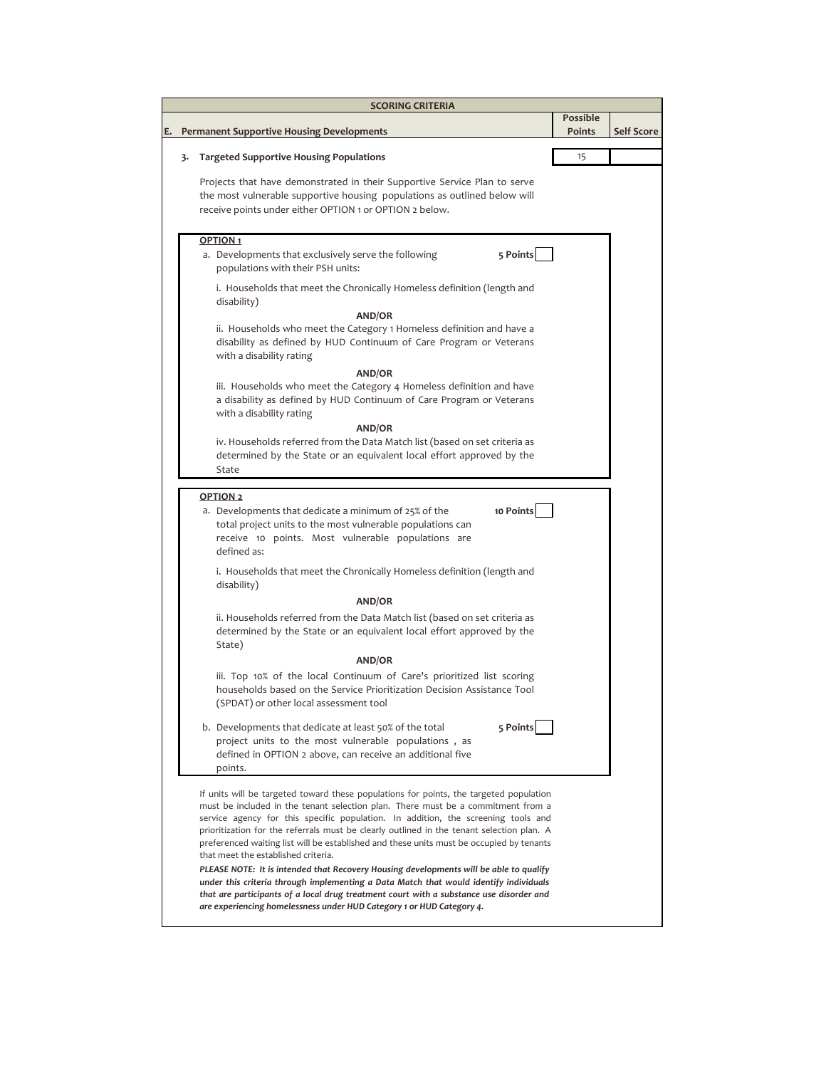| SCORING CRITERIA | | |
|---|---|---|
| **E. Permanent Supportive Housing Developments** | **Possible Points** | **Self Score** |
| **3. Targeted Supportive Housing Populations** | 15 | |

Projects that have demonstrated in their Supportive Service Plan to serve the most vulnerable supportive housing populations as outlined below will receive points under either OPTION 1 or OPTION 2 below.

**OPTION 1**

a. Developments that exclusively serve the following populations with their PSH units: **5 Points** ☐

i. Households that meet the Chronically Homeless definition (length and disability)

**AND/OR**

ii. Households who meet the Category 1 Homeless definition and have a disability as defined by HUD Continuum of Care Program or Veterans with a disability rating

**AND/OR**

iii. Households who meet the Category 4 Homeless definition and have a disability as defined by HUD Continuum of Care Program or Veterans with a disability rating

**AND/OR**

iv. Households referred from the Data Match list (based on set criteria as determined by the State or an equivalent local effort approved by the State

**OPTION 2**

a. Developments that dedicate a minimum of 25% of the total project units to the most vulnerable populations can receive 10 points. Most vulnerable populations are defined as: **10 Points** ☐

i. Households that meet the Chronically Homeless definition (length and disability)

**AND/OR**

ii. Households referred from the Data Match list (based on set criteria as determined by the State or an equivalent local effort approved by the State)

**AND/OR**

iii. Top 10% of the local Continuum of Care's prioritized list scoring households based on the Service Prioritization Decision Assistance Tool (SPDAT) or other local assessment tool

b. Developments that dedicate at least 50% of the total project units to the most vulnerable populations , as defined in OPTION 2 above, can receive an additional five points. **5 Points** ☐

If units will be targeted toward these populations for points, the targeted population must be included in the tenant selection plan. There must be a commitment from a service agency for this specific population. In addition, the screening tools and prioritization for the referrals must be clearly outlined in the tenant selection plan. A preferenced waiting list will be established and these units must be occupied by tenants that meet the established criteria.

***PLEASE NOTE: It is intended that Recovery Housing developments will be able to qualify under this criteria through implementing a Data Match that would identify individuals that are participants of a local drug treatment court with a substance use disorder and are experiencing homelessness under HUD Category 1 or HUD Category 4.***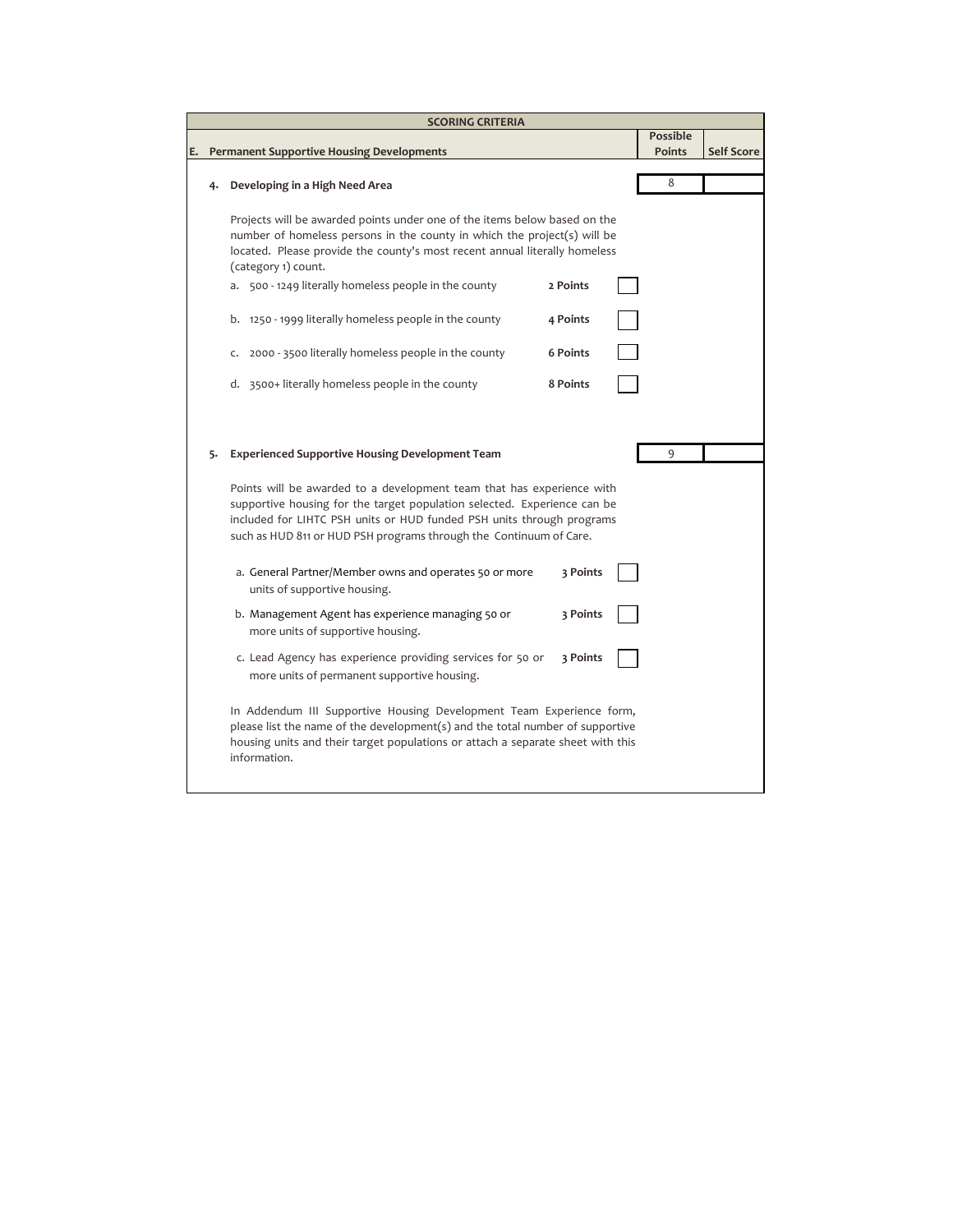**SCORING CRITERIA**

| E. Permanent Supportive Housing Developments | Possible Points | Self Score |
|---|---|---|

**4. Developing in a High Need Area** — Possible Points: 8 | Self Score:

Projects will be awarded points under one of the items below based on the number of homeless persons in the county in which the project(s) will be located. Please provide the county's most recent annual literally homeless (category 1) count.

| Item | Points | |
|---|---|---|
| a. 500 - 1249 literally homeless people in the county | 2 Points | ☐ |
| b. 1250 - 1999 literally homeless people in the county | 4 Points | ☐ |
| c. 2000 - 3500 literally homeless people in the county | 6 Points | ☐ |
| d. 3500+ literally homeless people in the county | 8 Points | ☐ |

**5. Experienced Supportive Housing Development Team** — Possible Points: 9 | Self Score:

Points will be awarded to a development team that has experience with supportive housing for the target population selected. Experience can be included for LIHTC PSH units or HUD funded PSH units through programs such as HUD 811 or HUD PSH programs through the Continuum of Care.

| Item | Points | |
|---|---|---|
| a. General Partner/Member owns and operates 50 or more units of supportive housing. | 3 Points | ☐ |
| b. Management Agent has experience managing 50 or more units of supportive housing. | 3 Points | ☐ |
| c. Lead Agency has experience providing services for 50 or more units of permanent supportive housing. | 3 Points | ☐ |

In Addendum III Supportive Housing Development Team Experience form, please list the name of the development(s) and the total number of supportive housing units and their target populations or attach a separate sheet with this information.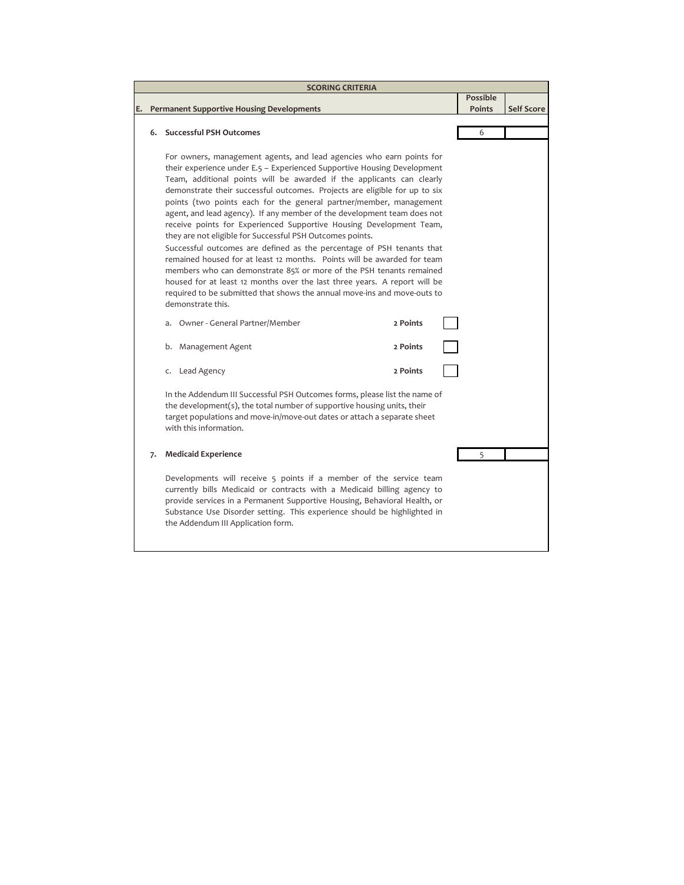| SCORING CRITERIA | | |
|---|---|---|
| **E. Permanent Supportive Housing Developments** | **Possible Points** | **Self Score** |

**6. Successful PSH Outcomes** — Possible Points: 6 | Self Score:

For owners, management agents, and lead agencies who earn points for their experience under E.5 – Experienced Supportive Housing Development Team, additional points will be awarded if the applicants can clearly demonstrate their successful outcomes. Projects are eligible for up to six points (two points each for the general partner/member, management agent, and lead agency). If any member of the development team does not receive points for Experienced Supportive Housing Development Team, they are not eligible for Successful PSH Outcomes points.

Successful outcomes are defined as the percentage of PSH tenants that remained housed for at least 12 months. Points will be awarded for team members who can demonstrate 85% or more of the PSH tenants remained housed for at least 12 months over the last three years. A report will be required to be submitted that shows the annual move-ins and move-outs to demonstrate this.

| | Points | |
|---|---|---|
| a. Owner - General Partner/Member | **2 Points** | ☐ |
| b. Management Agent | **2 Points** | ☐ |
| c. Lead Agency | **2 Points** | ☐ |

In the Addendum III Successful PSH Outcomes forms, please list the name of the development(s), the total number of supportive housing units, their target populations and move-in/move-out dates or attach a separate sheet with this information.

**7. Medicaid Experience** — Possible Points: 5 | Self Score:

Developments will receive 5 points if a member of the service team currently bills Medicaid or contracts with a Medicaid billing agency to provide services in a Permanent Supportive Housing, Behavioral Health, or Substance Use Disorder setting. This experience should be highlighted in the Addendum III Application form.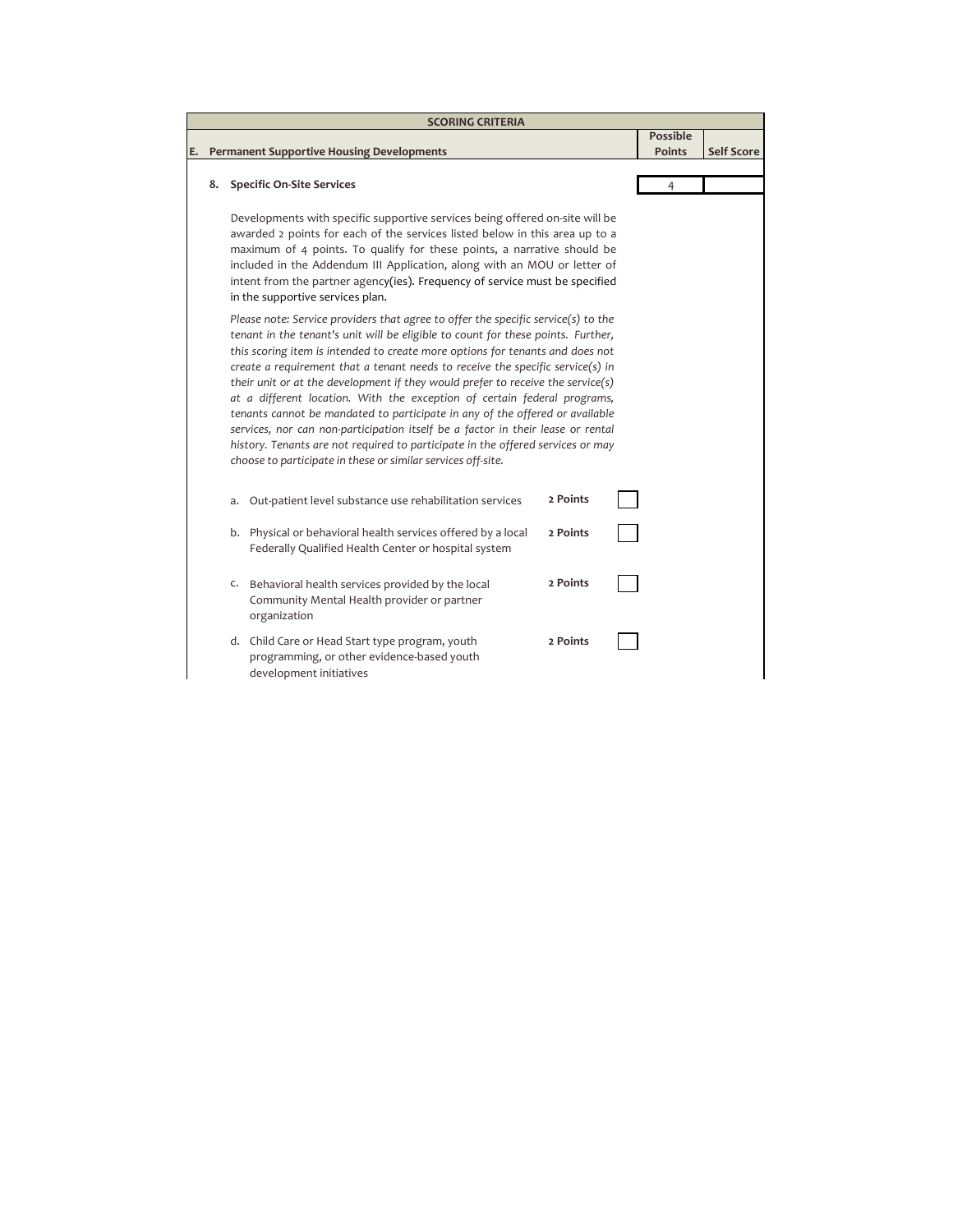| SCORING CRITERIA | | |
|---|---|---|
| **E. Permanent Supportive Housing Developments** | **Possible Points** | **Self Score** |
| **8. Specific On-Site Services** | 4 | |

Developments with specific supportive services being offered on-site will be awarded 2 points for each of the services listed below in this area up to a maximum of 4 points. To qualify for these points, a narrative should be included in the Addendum III Application, along with an MOU or letter of intent from the partner agency(ies). Frequency of service must be specified in the supportive services plan.

*Please note: Service providers that agree to offer the specific service(s) to the tenant in the tenant's unit will be eligible to count for these points. Further, this scoring item is intended to create more options for tenants and does not create a requirement that a tenant needs to receive the specific service(s) in their unit or at the development if they would prefer to receive the service(s) at a different location. With the exception of certain federal programs, tenants cannot be mandated to participate in any of the offered or available services, nor can non-participation itself be a factor in their lease or rental history. Tenants are not required to participate in the offered services or may choose to participate in these or similar services off-site.*

| Service | Points | |
|---|---|---|
| a. Out-patient level substance use rehabilitation services | **2 Points** | ☐ |
| b. Physical or behavioral health services offered by a local Federally Qualified Health Center or hospital system | **2 Points** | ☐ |
| c. Behavioral health services provided by the local Community Mental Health provider or partner organization | **2 Points** | ☐ |
| d. Child Care or Head Start type program, youth programming, or other evidence-based youth development initiatives | **2 Points** | ☐ |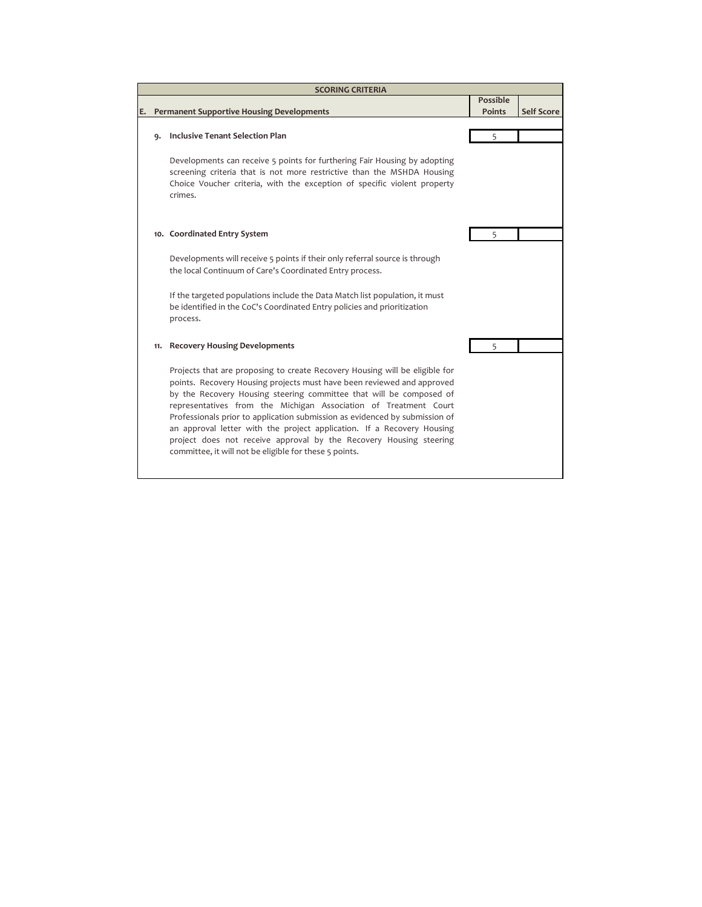| SCORING CRITERIA | | |
|---|---|---|
| **E. Permanent Supportive Housing Developments** | **Possible Points** | **Self Score** |
| **9. Inclusive Tenant Selection Plan** | 5 | |
| Developments can receive 5 points for furthering Fair Housing by adopting screening criteria that is not more restrictive than the MSHDA Housing Choice Voucher criteria, with the exception of specific violent property crimes. | | |
| **10. Coordinated Entry System** | 5 | |
| Developments will receive 5 points if their only referral source is through the local Continuum of Care's Coordinated Entry process.<br><br>If the targeted populations include the Data Match list population, it must be identified in the CoC's Coordinated Entry policies and prioritization process. | | |
| **11. Recovery Housing Developments** | 5 | |
| Projects that are proposing to create Recovery Housing will be eligible for points. Recovery Housing projects must have been reviewed and approved by the Recovery Housing steering committee that will be composed of representatives from the Michigan Association of Treatment Court Professionals prior to application submission as evidenced by submission of an approval letter with the project application. If a Recovery Housing project does not receive approval by the Recovery Housing steering committee, it will not be eligible for these 5 points. | | |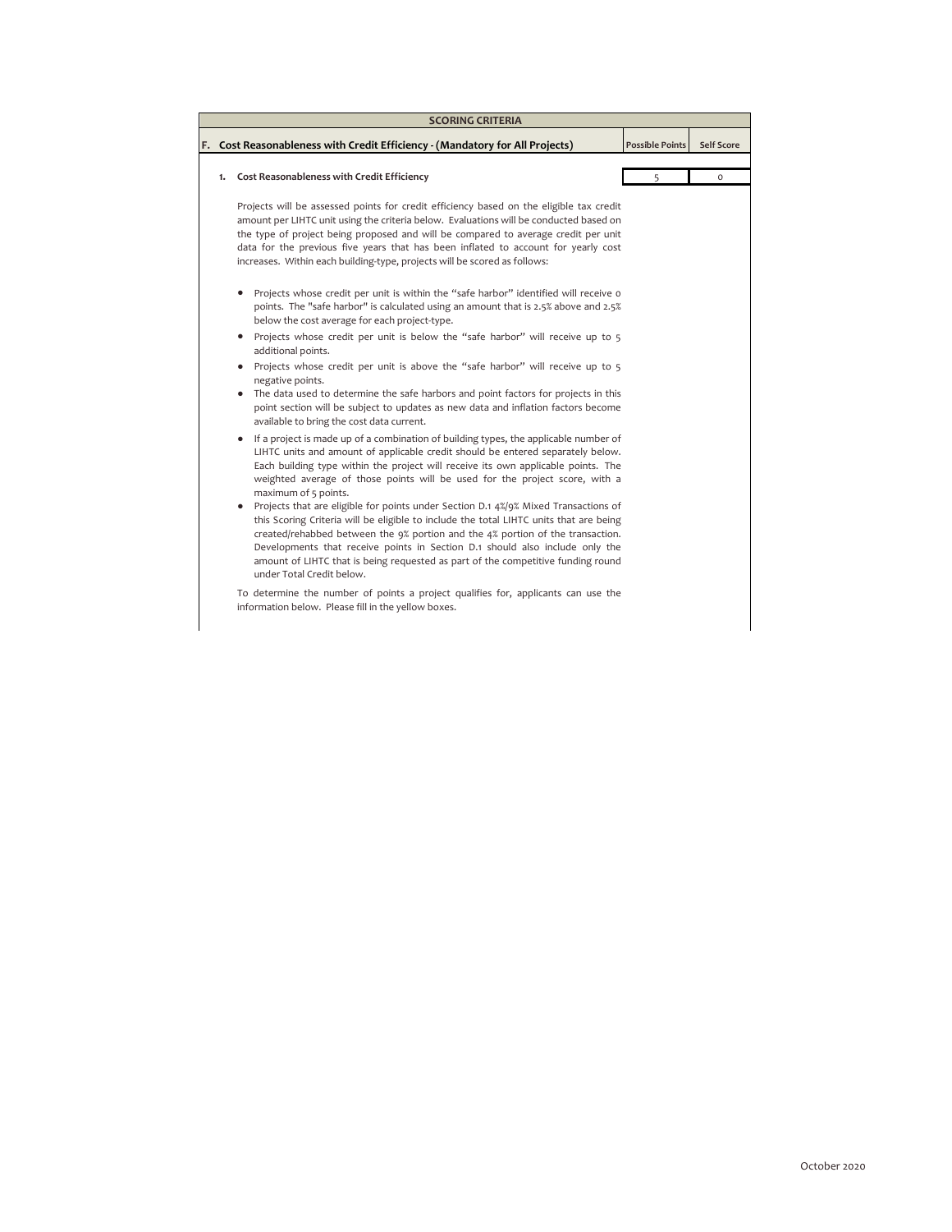## SCORING CRITERIA

| F. Cost Reasonableness with Credit Efficiency - (Mandatory for All Projects) | Possible Points | Self Score |
|---|---|---|
| 1. Cost Reasonableness with Credit Efficiency | 5 | 0 |

Projects will be assessed points for credit efficiency based on the eligible tax credit amount per LIHTC unit using the criteria below. Evaluations will be conducted based on the type of project being proposed and will be compared to average credit per unit data for the previous five years that has been inflated to account for yearly cost increases. Within each building-type, projects will be scored as follows:

- Projects whose credit per unit is within the "safe harbor" identified will receive 0 points. The "safe harbor" is calculated using an amount that is 2.5% above and 2.5% below the cost average for each project-type.
- Projects whose credit per unit is below the "safe harbor" will receive up to 5 additional points.
- Projects whose credit per unit is above the "safe harbor" will receive up to 5 negative points.
- The data used to determine the safe harbors and point factors for projects in this point section will be subject to updates as new data and inflation factors become available to bring the cost data current.
- If a project is made up of a combination of building types, the applicable number of LIHTC units and amount of applicable credit should be entered separately below. Each building type within the project will receive its own applicable points. The weighted average of those points will be used for the project score, with a maximum of 5 points.
- Projects that are eligible for points under Section D.1 4%/9% Mixed Transactions of this Scoring Criteria will be eligible to include the total LIHTC units that are being created/rehabbed between the 9% portion and the 4% portion of the transaction. Developments that receive points in Section D.1 should also include only the amount of LIHTC that is being requested as part of the competitive funding round under Total Credit below.

To determine the number of points a project qualifies for, applicants can use the information below. Please fill in the yellow boxes.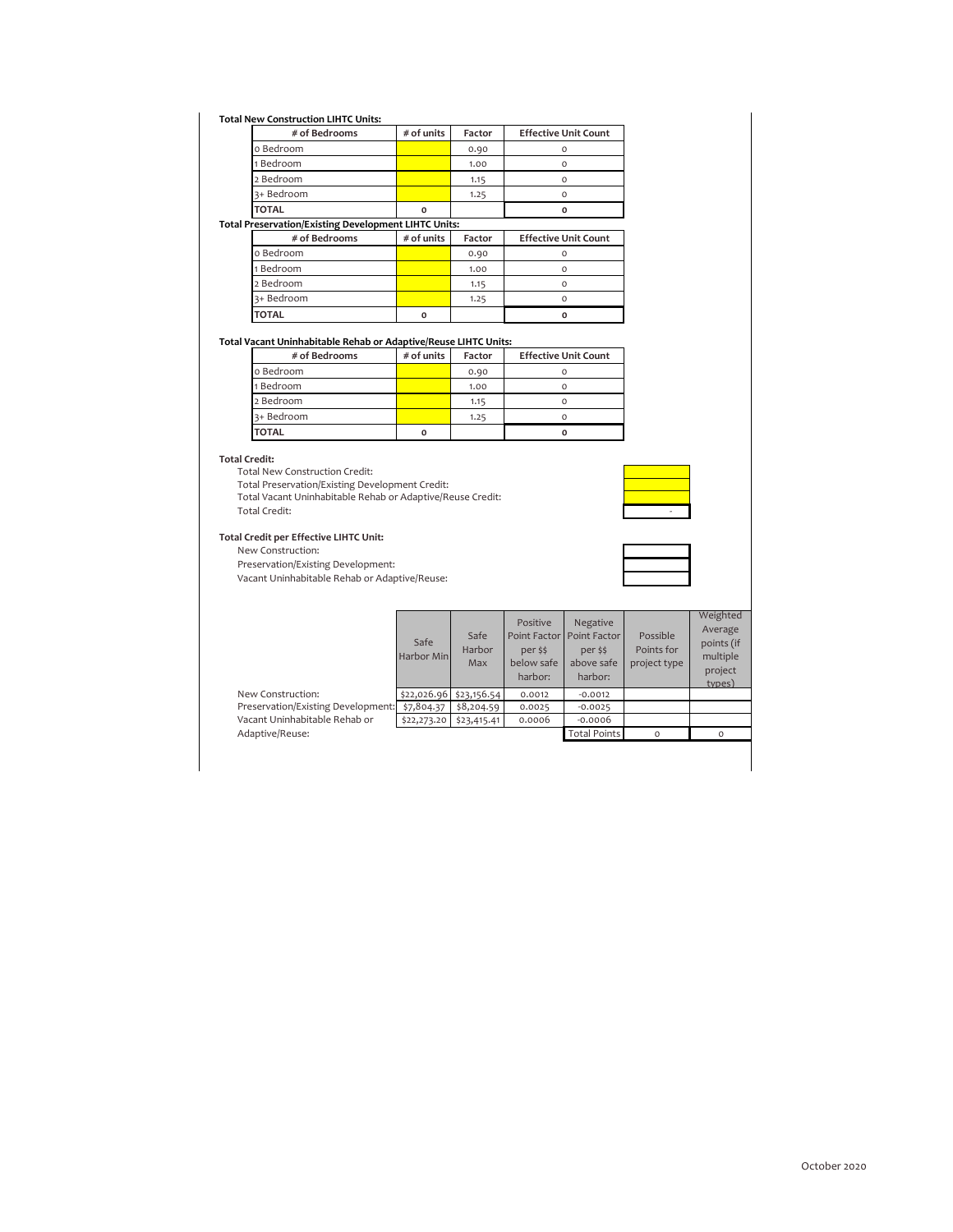**Total New Construction LIHTC Units:**

| # of Bedrooms | # of units | Factor | Effective Unit Count |
|---|---|---|---|
| 0 Bedroom | | 0.90 | 0 |
| 1 Bedroom | | 1.00 | 0 |
| 2 Bedroom | | 1.15 | 0 |
| 3+ Bedroom | | 1.25 | 0 |
| **TOTAL** | 0 | | 0 |

**Total Preservation/Existing Development LIHTC Units:**

| # of Bedrooms | # of units | Factor | Effective Unit Count |
|---|---|---|---|
| 0 Bedroom | | 0.90 | 0 |
| 1 Bedroom | | 1.00 | 0 |
| 2 Bedroom | | 1.15 | 0 |
| 3+ Bedroom | | 1.25 | 0 |
| **TOTAL** | 0 | | 0 |

**Total Vacant Uninhabitable Rehab or Adaptive/Reuse LIHTC Units:**

| # of Bedrooms | # of units | Factor | Effective Unit Count |
|---|---|---|---|
| 0 Bedroom | | 0.90 | 0 |
| 1 Bedroom | | 1.00 | 0 |
| 2 Bedroom | | 1.15 | 0 |
| 3+ Bedroom | | 1.25 | 0 |
| **TOTAL** | 0 | | 0 |

**Total Credit:**

| | |
|---|---|
| Total New Construction Credit: | |
| Total Preservation/Existing Development Credit: | |
| Total Vacant Uninhabitable Rehab or Adaptive/Reuse Credit: | |
| Total Credit: | - |

**Total Credit per Effective LIHTC Unit:**

| | |
|---|---|
| New Construction: | |
| Preservation/Existing Development: | |
| Vacant Uninhabitable Rehab or Adaptive/Reuse: | |

| | Safe Harbor Min | Safe Harbor Max | Positive Point Factor per $$ below safe harbor: | Negative Point Factor per $$ above safe harbor: | Possible Points for project type | Weighted Average points (if multiple project types) |
|---|---|---|---|---|---|---|
| New Construction: | $22,026.96 | $23,156.54 | 0.0012 | -0.0012 | | |
| Preservation/Existing Development: | $7,804.37 | $8,204.59 | 0.0025 | -0.0025 | | |
| Vacant Uninhabitable Rehab or Adaptive/Reuse: | $22,273.20 | $23,415.41 | 0.0006 | -0.0006 | | |
| | | | | Total Points | 0 | 0 |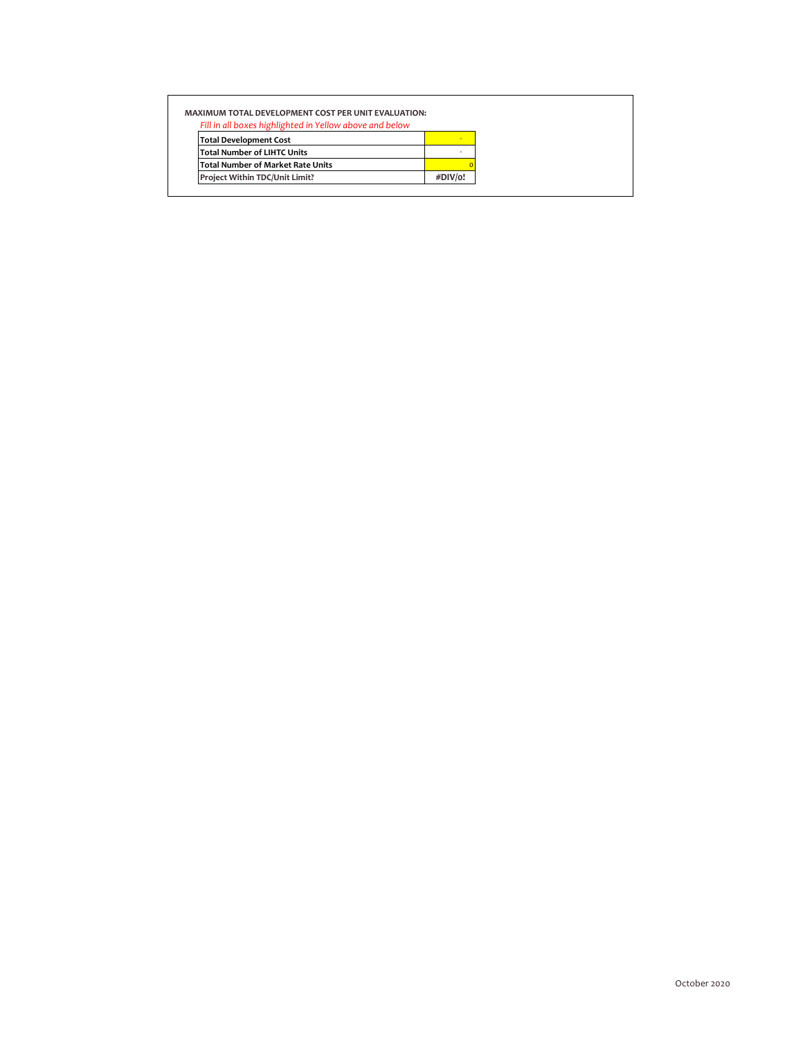**MAXIMUM TOTAL DEVELOPMENT COST PER UNIT EVALUATION:**

*Fill in all boxes highlighted in Yellow above and below*

| | |
|---|---|
| **Total Development Cost** | - |
| **Total Number of LIHTC Units** | - |
| **Total Number of Market Rate Units** | 0 |
| **Project Within TDC/Unit Limit?** | **#DIV/0!** |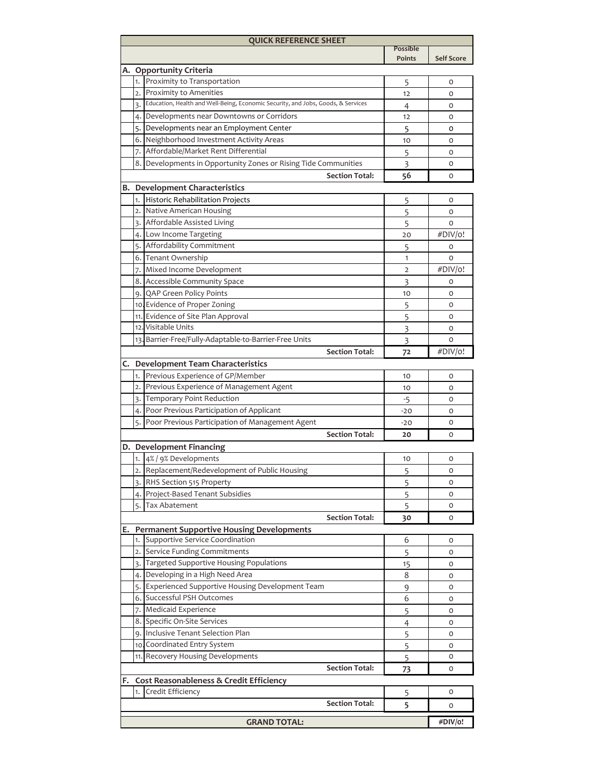| QUICK REFERENCE SHEET | | Possible Points | Self Score |
|---|---|---|---|
| **A. Opportunity Criteria** | | | |
| 1. | Proximity to Transportation | 5 | 0 |
| 2. | Proximity to Amenities | 12 | 0 |
| 3. | Education, Health and Well-Being, Economic Security, and Jobs, Goods, & Services | 4 | 0 |
| 4. | Developments near Downtowns or Corridors | 12 | 0 |
| 5. | Developments near an Employment Center | 5 | 0 |
| 6. | Neighborhood Investment Activity Areas | 10 | 0 |
| 7. | Affordable/Market Rent Differential | 5 | 0 |
| 8. | Developments in Opportunity Zones or Rising Tide Communities | 3 | 0 |
| | **Section Total:** | **56** | 0 |
| **B. Development Characteristics** | | | |
| 1. | Historic Rehabilitation Projects | 5 | 0 |
| 2. | Native American Housing | 5 | 0 |
| 3. | Affordable Assisted Living | 5 | 0 |
| 4. | Low Income Targeting | 20 | #DIV/0! |
| 5. | Affordability Commitment | 5 | 0 |
| 6. | Tenant Ownership | 1 | 0 |
| 7. | Mixed Income Development | 2 | #DIV/0! |
| 8. | Accessible Community Space | 3 | 0 |
| 9. | QAP Green Policy Points | 10 | 0 |
| 10. | Evidence of Proper Zoning | 5 | 0 |
| 11. | Evidence of Site Plan Approval | 5 | 0 |
| 12. | Visitable Units | 3 | 0 |
| 13. | Barrier-Free/Fully-Adaptable-to-Barrier-Free Units | 3 | 0 |
| | **Section Total:** | **72** | #DIV/0! |
| **C. Development Team Characteristics** | | | |
| 1. | Previous Experience of GP/Member | 10 | 0 |
| 2. | Previous Experience of Management Agent | 10 | 0 |
| 3. | Temporary Point Reduction | -5 | 0 |
| 4. | Poor Previous Participation of Applicant | -20 | 0 |
| 5. | Poor Previous Participation of Management Agent | -20 | 0 |
| | **Section Total:** | **20** | 0 |
| **D. Development Financing** | | | |
| 1. | 4% / 9% Developments | 10 | 0 |
| 2. | Replacement/Redevelopment of Public Housing | 5 | 0 |
| 3. | RHS Section 515 Property | 5 | 0 |
| 4. | Project-Based Tenant Subsidies | 5 | 0 |
| 5. | Tax Abatement | 5 | 0 |
| | **Section Total:** | **30** | 0 |
| **E. Permanent Supportive Housing Developments** | | | |
| 1. | Supportive Service Coordination | 6 | 0 |
| 2. | Service Funding Commitments | 5 | 0 |
| 3. | Targeted Supportive Housing Populations | 15 | 0 |
| 4. | Developing in a High Need Area | 8 | 0 |
| 5. | Experienced Supportive Housing Development Team | 9 | 0 |
| 6. | Successful PSH Outcomes | 6 | 0 |
| 7. | Medicaid Experience | 5 | 0 |
| 8. | Specific On-Site Services | 4 | 0 |
| 9. | Inclusive Tenant Selection Plan | 5 | 0 |
| 10. | Coordinated Entry System | 5 | 0 |
| 11. | Recovery Housing Developments | 5 | 0 |
| | **Section Total:** | **73** | 0 |
| **F. Cost Reasonableness & Credit Efficiency** | | | |
| 1. | Credit Efficiency | 5 | 0 |
| | **Section Total:** | **5** | 0 |
| **GRAND TOTAL:** | | | **#DIV/0!** |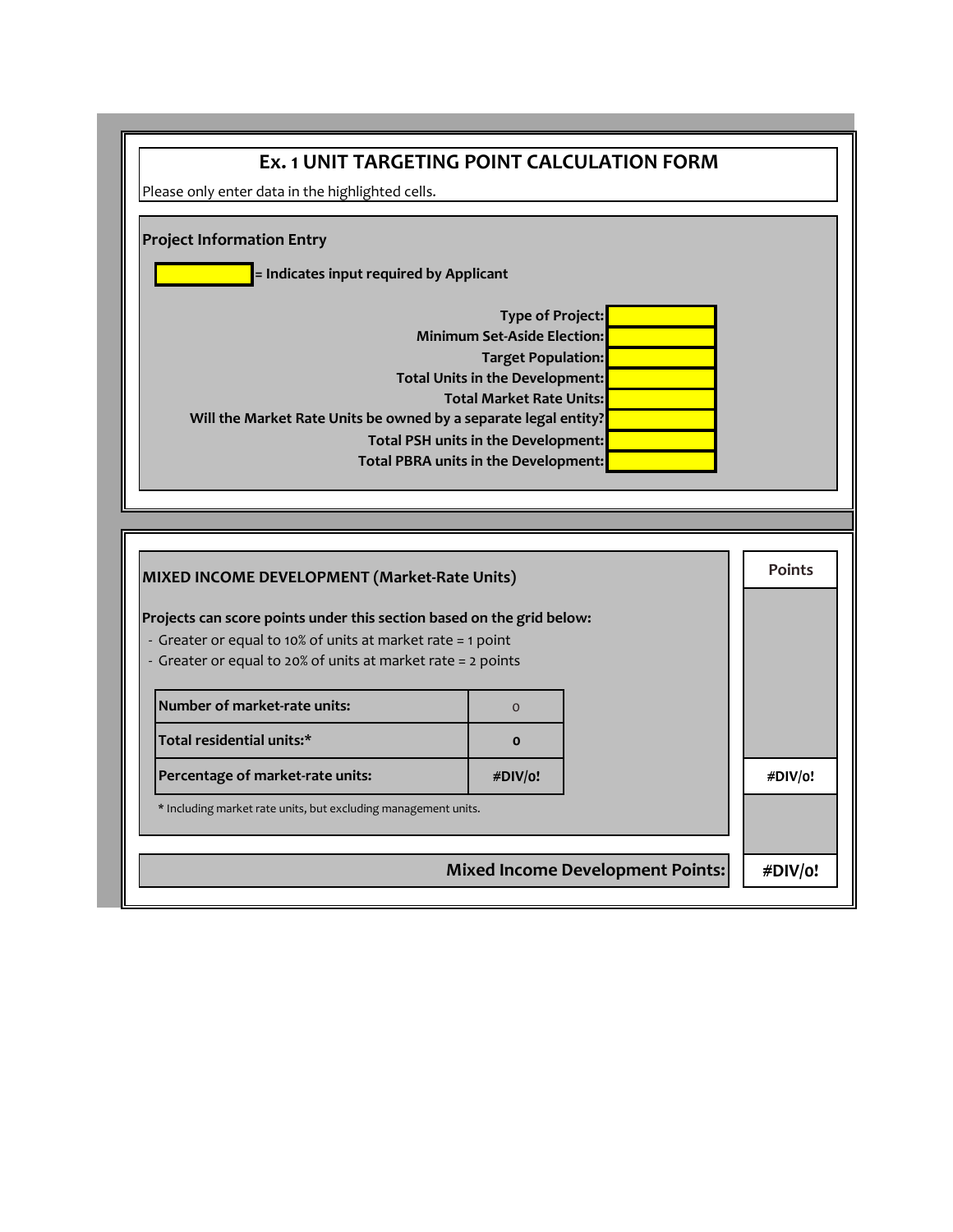# Ex. 1 UNIT TARGETING POINT CALCULATION FORM

Please only enter data in the highlighted cells.

## Project Information Entry

= Indicates input required by Applicant

| | |
|---|---|
| Type of Project: | |
| Minimum Set-Aside Election: | |
| Target Population: | |
| Total Units in the Development: | |
| Total Market Rate Units: | |
| Will the Market Rate Units be owned by a separate legal entity? | |
| Total PSH units in the Development: | |
| Total PBRA units in the Development: | |

## MIXED INCOME DEVELOPMENT (Market-Rate Units)

**Points**

**Projects can score points under this section based on the grid below:**

- Greater or equal to 10% of units at market rate = 1 point
- Greater or equal to 20% of units at market rate = 2 points

| | |
|---|---|
| **Number of market-rate units:** | 0 |
| **Total residential units:*** | **0** |
| **Percentage of market-rate units:** | **#DIV/0!** |

Points: **#DIV/0!**

\* Including market rate units, but excluding management units.

**Mixed Income Development Points:** **#DIV/0!**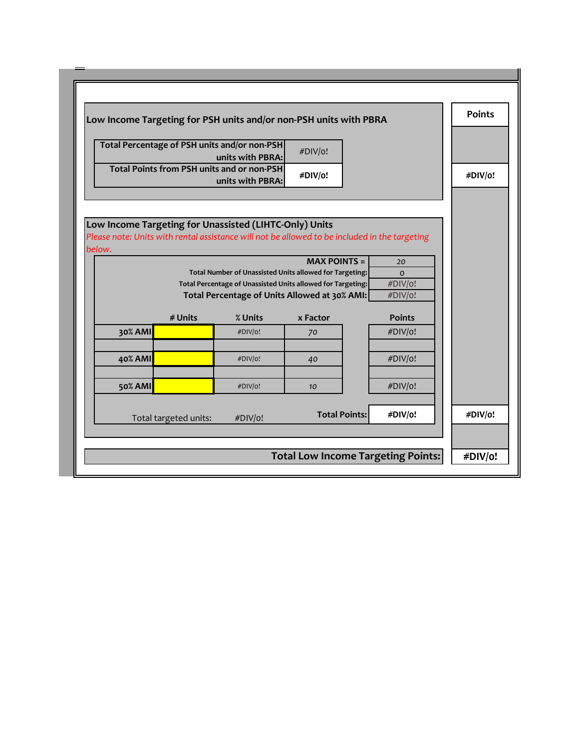## Low Income Targeting for PSH units and/or non-PSH units with PBRA

| | | Points |
|---|---|---|
| Total Percentage of PSH units and/or non-PSH units with PBRA: | #DIV/0! | |
| **Total Points from PSH units and or non-PSH units with PBRA:** | **#DIV/0!** | **#DIV/0!** |

## Low Income Targeting for Unassisted (LIHTC-Only) Units

*Please note: Units with rental assistance will not be allowed to be included in the targeting below.*

| | |
|---|---|
| **MAX POINTS =** | 20 |
| Total Number of Unassisted Units allowed for Targeting: | 0 |
| Total Percentage of Unassisted Units allowed for Targeting: | #DIV/0! |
| **Total Percentage of Units Allowed at 30% AMI:** | #DIV/0! |

| | # Units | % Units | x Factor | Points |
|---|---|---|---|---|
| **30% AMI** | | #DIV/0! | 70 | #DIV/0! |
| **40% AMI** | | #DIV/0! | 40 | #DIV/0! |
| **50% AMI** | | #DIV/0! | 10 | #DIV/0! |
| Total targeted units: | | #DIV/0! | **Total Points:** | **#DIV/0!** |

Points: **#DIV/0!**

**Total Low Income Targeting Points:** **#DIV/0!**